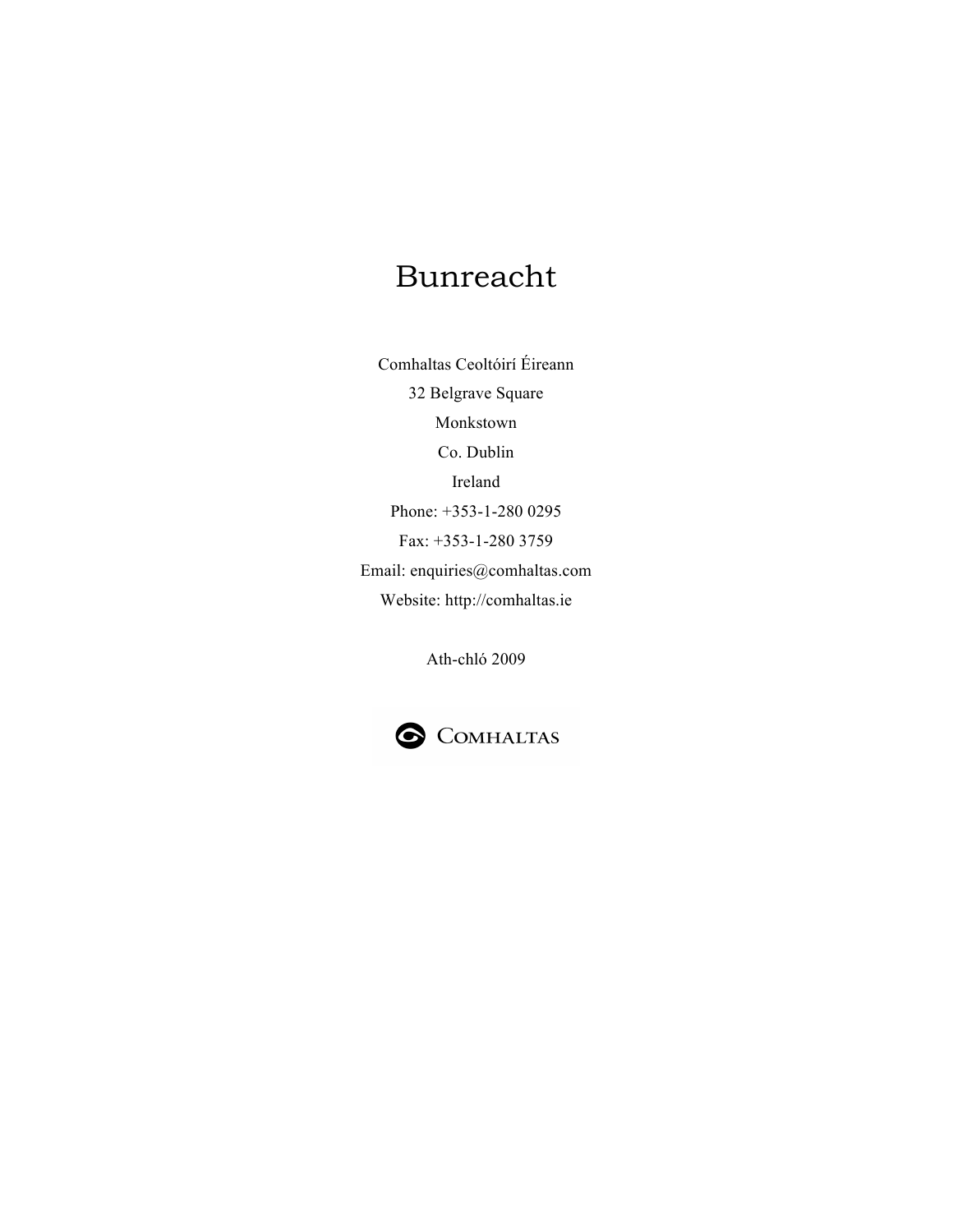# Bunreacht

Comhaltas Ceoltóirí Éireann

32 Belgrave Square

Monkstown

Co. Dublin

Ireland

Phone: +353-1-280 0295

Fax: +353-1-280 3759

Email: enquiries@comhaltas.com

Website: http://comhaltas.ie

Ath-chló 2009

COMHALTAS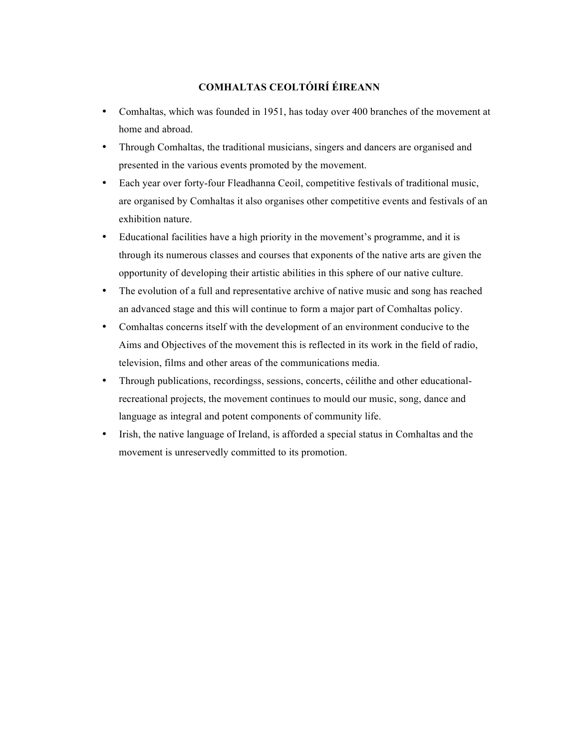## COMHALTAS CEOLTÓIRÍ ÉIREANN

- Comhaltas, which was founded in 1951, has today over 400 branches of the movement at home and abroad.
- Through Comhaltas, the traditional musicians, singers and dancers are organised and presented in the various events promoted by the movement.
- Each year over forty-four Fleadhanna Ceoil, competitive festivals of traditional music, are organised by Comhaltas it also organises other competitive events and festivals of an exhibition nature.
- Educational facilities have a high priority in the movement's programme, and it is through its numerous classes and courses that exponents of the native arts are given the opportunity of developing their artistic abilities in this sphere of our native culture.
- The evolution of a full and representative archive of native music and song has reached an advanced stage and this will continue to form a major part of Comhaltas policy.
- Comhaltas concerns itself with the development of an environment conducive to the Aims and Objectives of the movement this is reflected in its work in the field of radio, television, films and other areas of the communications media.
- Through publications, recordingss, sessions, concerts, céilithe and other educational-recreational projects, the movement continues to mould our music, song, dance and language as integral and potent components of community life.
- Irish, the native language of Ireland, is afforded a special status in Comhaltas and the movement is unreservedly committed to its promotion.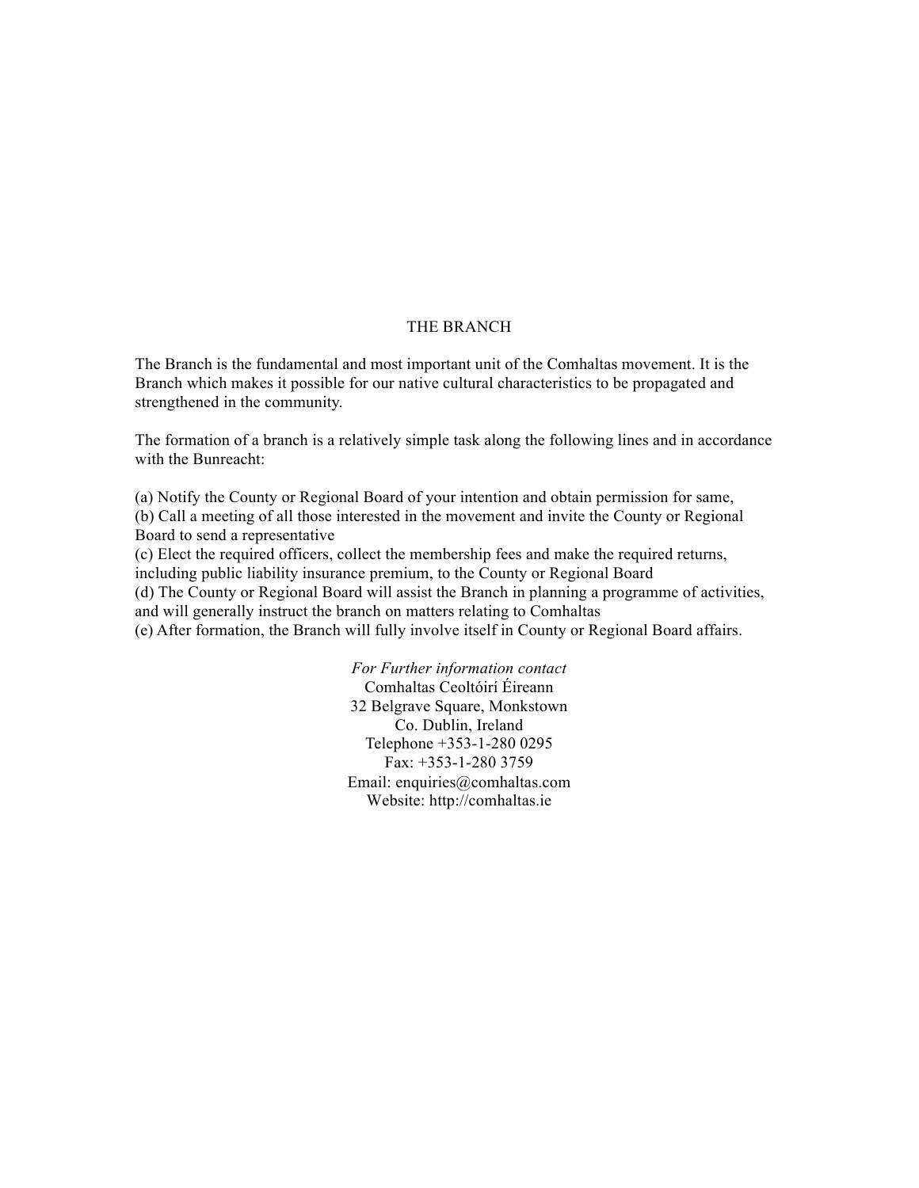# THE BRANCH

The Branch is the fundamental and most important unit of the Comhaltas movement. It is the Branch which makes it possible for our native cultural characteristics to be propagated and strengthened in the community.

The formation of a branch is a relatively simple task along the following lines and in accordance with the Bunreacht:

(a) Notify the County or Regional Board of your intention and obtain permission for same,
(b) Call a meeting of all those interested in the movement and invite the County or Regional Board to send a representative
(c) Elect the required officers, collect the membership fees and make the required returns, including public liability insurance premium, to the County or Regional Board
(d) The County or Regional Board will assist the Branch in planning a programme of activities, and will generally instruct the branch on matters relating to Comhaltas
(e) After formation, the Branch will fully involve itself in County or Regional Board affairs.

*For Further information contact*
Comhaltas Ceoltóirí Éireann
32 Belgrave Square, Monkstown
Co. Dublin, Ireland
Telephone +353-1-280 0295
Fax: +353-1-280 3759
Email: enquiries@comhaltas.com
Website: http://comhaltas.ie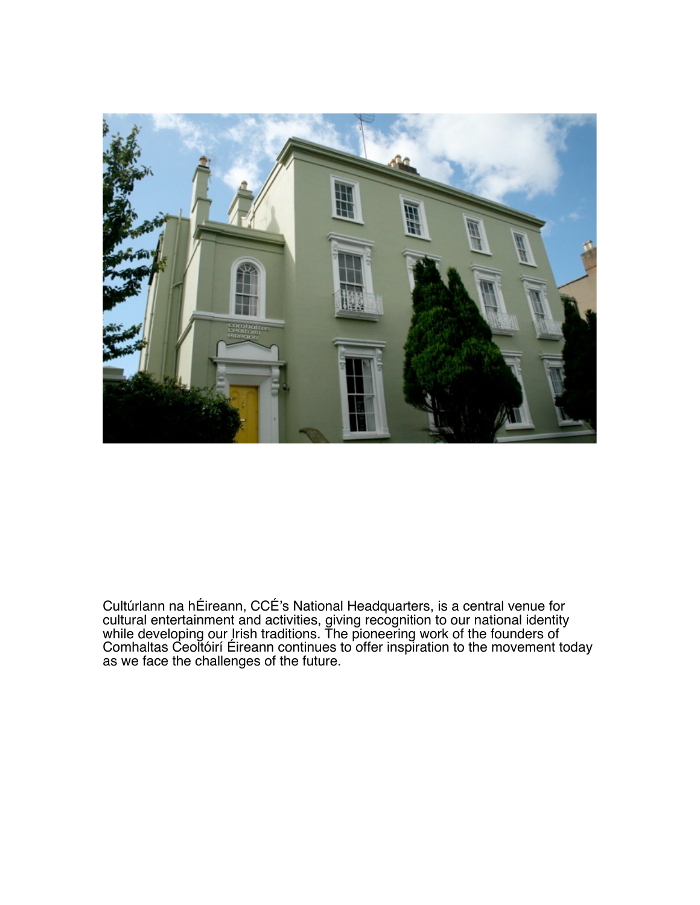Cultúrlann na hÉireann, CCÉ's National Headquarters, is a central venue for cultural entertainment and activities, giving recognition to our national identity while developing our Irish traditions. The pioneering work of the founders of Comhaltas Ceoltóirí Éireann continues to offer inspiration to the movement today as we face the challenges of the future.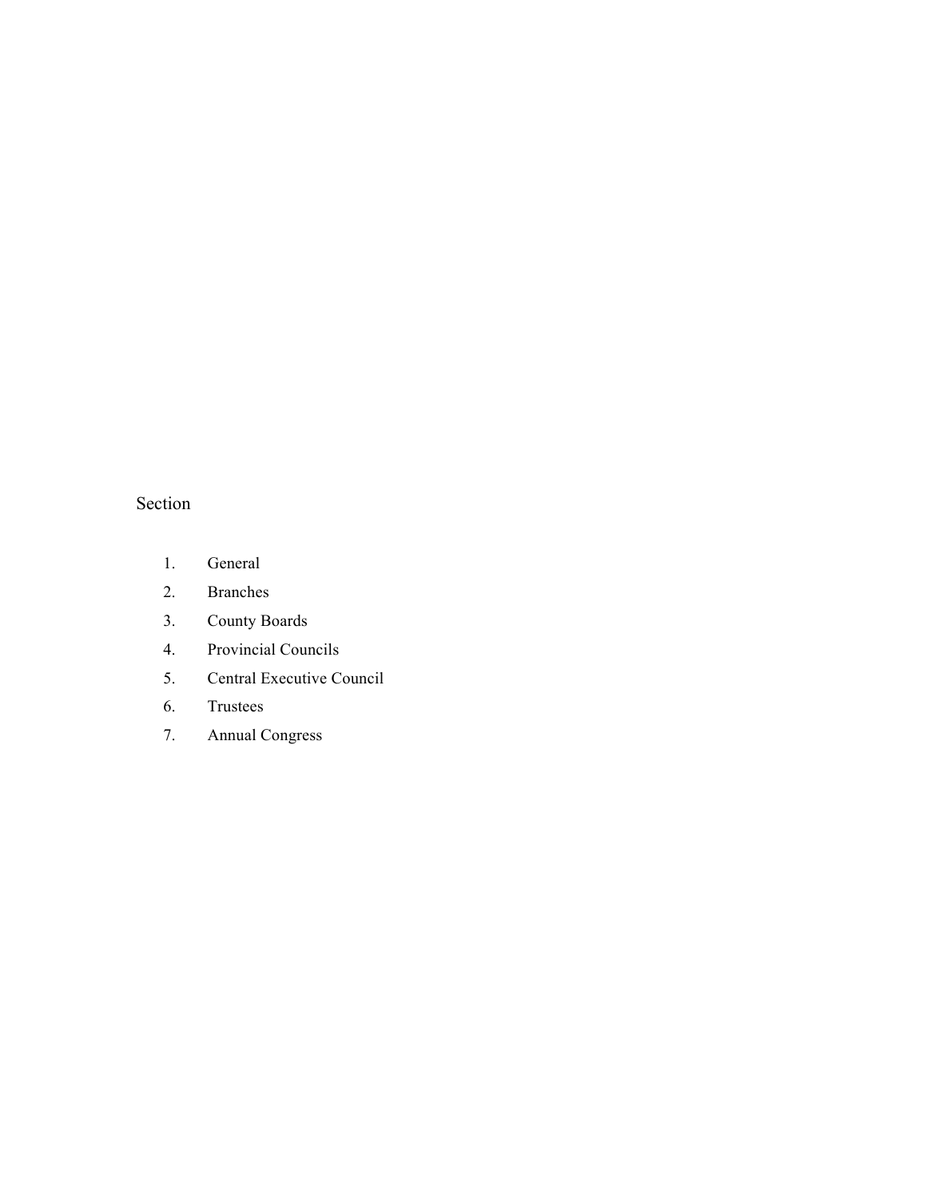Section

1. General
2. Branches
3. County Boards
4. Provincial Councils
5. Central Executive Council
6. Trustees
7. Annual Congress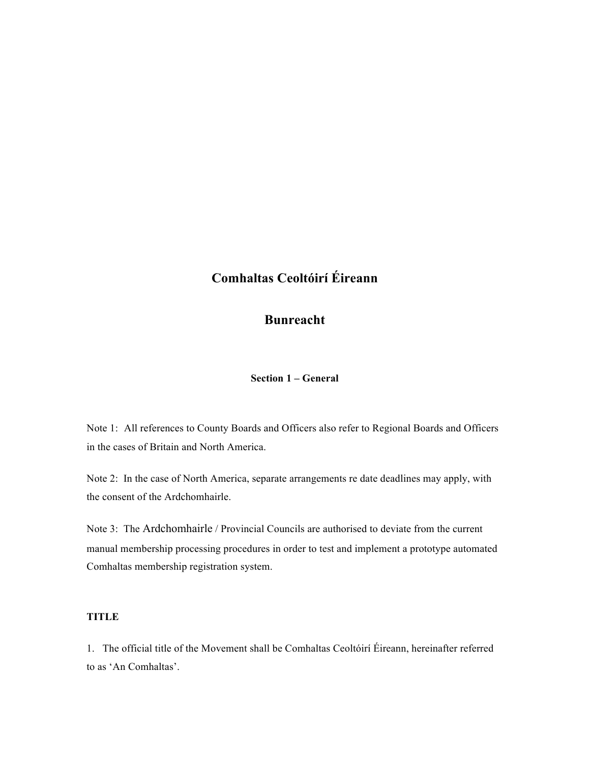# Comhaltas Ceoltóirí Éireann

# Bunreacht

### Section 1 – General

Note 1: All references to County Boards and Officers also refer to Regional Boards and Officers in the cases of Britain and North America.

Note 2: In the case of North America, separate arrangements re date deadlines may apply, with the consent of the Ardchomhairle.

Note 3: The Ardchomhairle / Provincial Councils are authorised to deviate from the current manual membership processing procedures in order to test and implement a prototype automated Comhaltas membership registration system.

**TITLE**

1. The official title of the Movement shall be Comhaltas Ceoltóirí Éireann, hereinafter referred to as 'An Comhaltas'.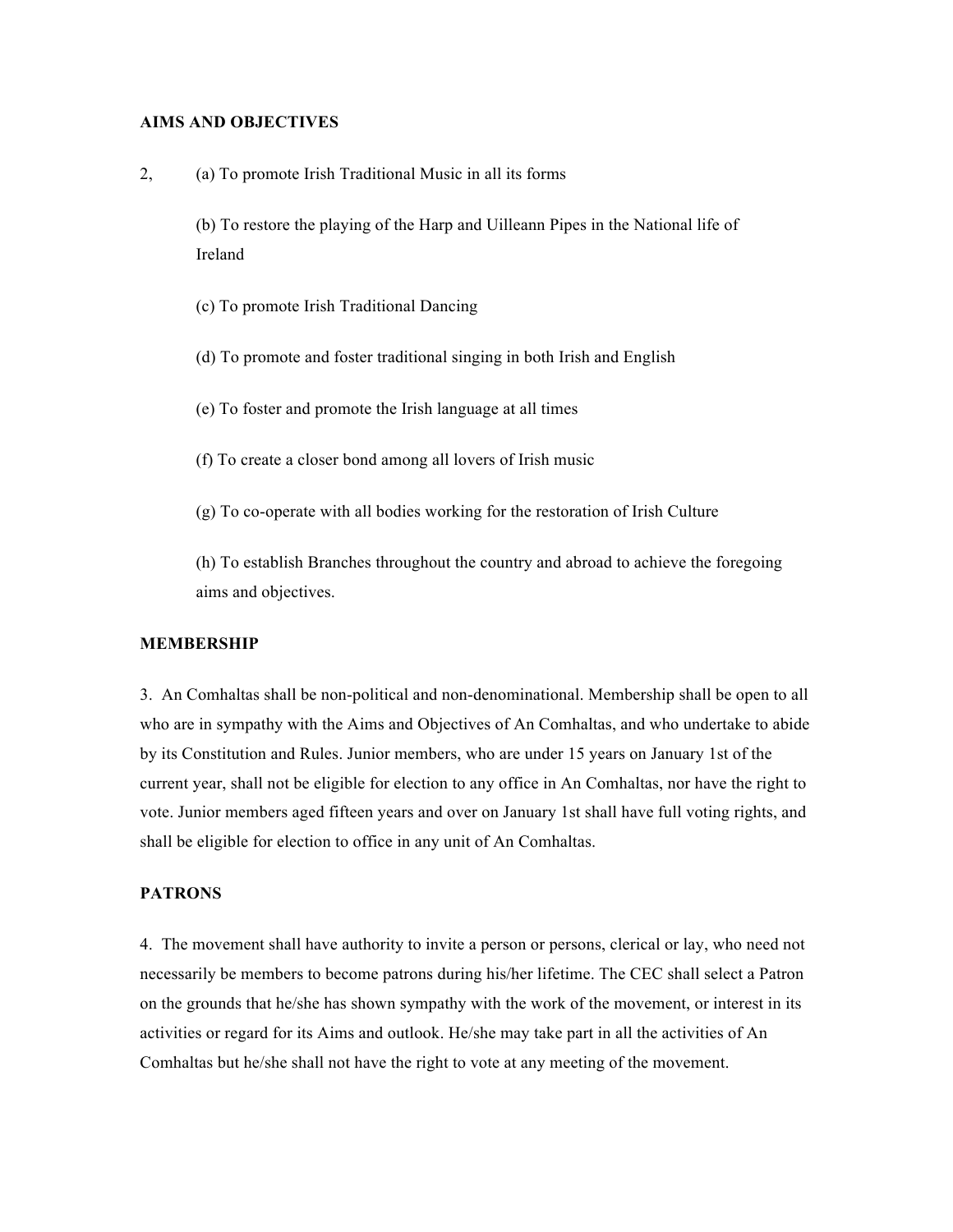**AIMS AND OBJECTIVES**

2, (a) To promote Irish Traditional Music in all its forms

(b) To restore the playing of the Harp and Uilleann Pipes in the National life of Ireland

(c) To promote Irish Traditional Dancing

(d) To promote and foster traditional singing in both Irish and English

(e) To foster and promote the Irish language at all times

(f) To create a closer bond among all lovers of Irish music

(g) To co-operate with all bodies working for the restoration of Irish Culture

(h) To establish Branches throughout the country and abroad to achieve the foregoing aims and objectives.

**MEMBERSHIP**

3\. An Comhaltas shall be non-political and non-denominational. Membership shall be open to all who are in sympathy with the Aims and Objectives of An Comhaltas, and who undertake to abide by its Constitution and Rules. Junior members, who are under 15 years on January 1st of the current year, shall not be eligible for election to any office in An Comhaltas, nor have the right to vote. Junior members aged fifteen years and over on January 1st shall have full voting rights, and shall be eligible for election to office in any unit of An Comhaltas.

**PATRONS**

4\. The movement shall have authority to invite a person or persons, clerical or lay, who need not necessarily be members to become patrons during his/her lifetime. The CEC shall select a Patron on the grounds that he/she has shown sympathy with the work of the movement, or interest in its activities or regard for its Aims and outlook. He/she may take part in all the activities of An Comhaltas but he/she shall not have the right to vote at any meeting of the movement.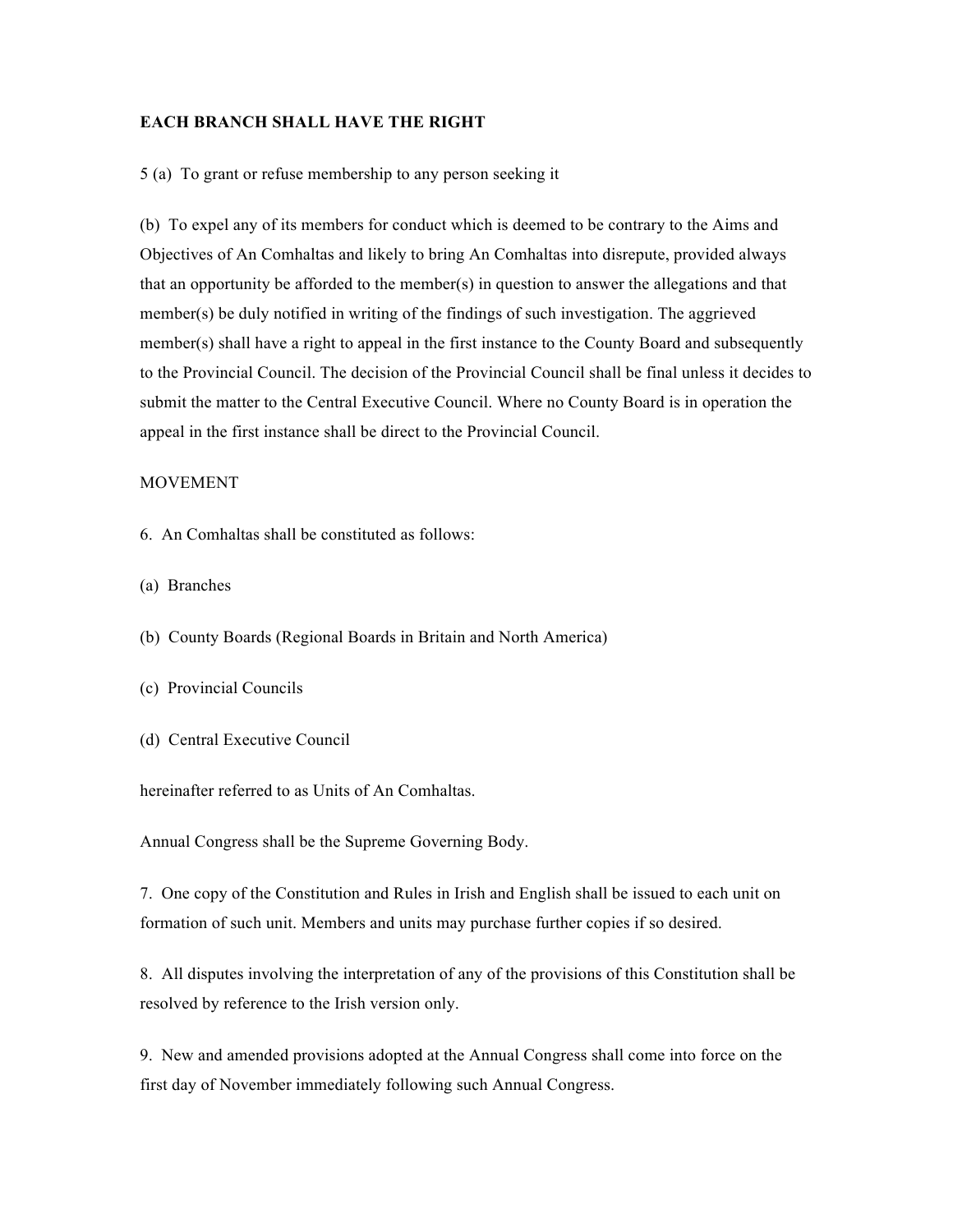**EACH BRANCH SHALL HAVE THE RIGHT**

5 (a) To grant or refuse membership to any person seeking it

(b) To expel any of its members for conduct which is deemed to be contrary to the Aims and Objectives of An Comhaltas and likely to bring An Comhaltas into disrepute, provided always that an opportunity be afforded to the member(s) in question to answer the allegations and that member(s) be duly notified in writing of the findings of such investigation. The aggrieved member(s) shall have a right to appeal in the first instance to the County Board and subsequently to the Provincial Council. The decision of the Provincial Council shall be final unless it decides to submit the matter to the Central Executive Council. Where no County Board is in operation the appeal in the first instance shall be direct to the Provincial Council.

MOVEMENT

6. An Comhaltas shall be constituted as follows:

(a) Branches

(b) County Boards (Regional Boards in Britain and North America)

(c) Provincial Councils

(d) Central Executive Council

hereinafter referred to as Units of An Comhaltas.

Annual Congress shall be the Supreme Governing Body.

7. One copy of the Constitution and Rules in Irish and English shall be issued to each unit on formation of such unit. Members and units may purchase further copies if so desired.

8. All disputes involving the interpretation of any of the provisions of this Constitution shall be resolved by reference to the Irish version only.

9. New and amended provisions adopted at the Annual Congress shall come into force on the first day of November immediately following such Annual Congress.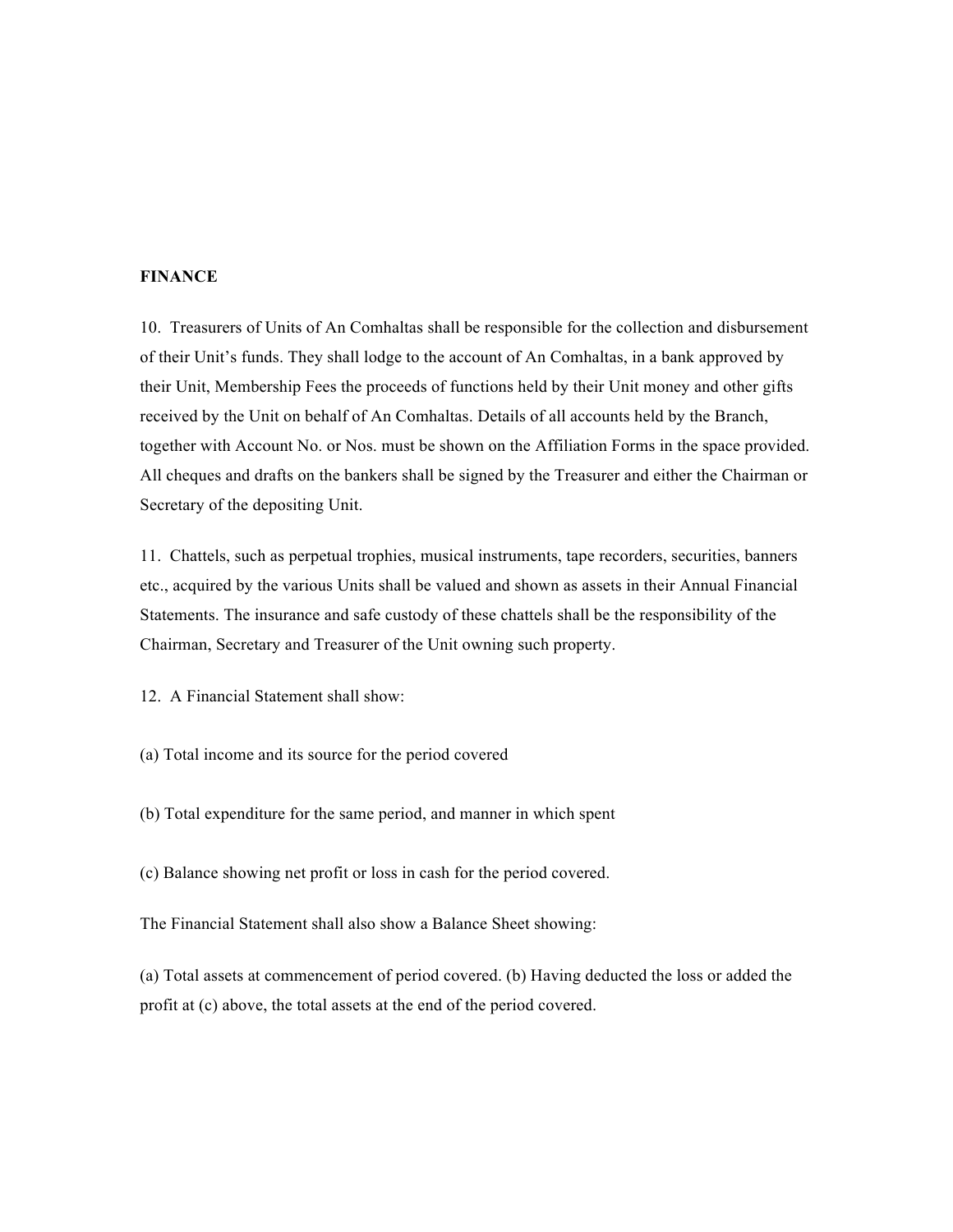**FINANCE**

10. Treasurers of Units of An Comhaltas shall be responsible for the collection and disbursement of their Unit's funds. They shall lodge to the account of An Comhaltas, in a bank approved by their Unit, Membership Fees the proceeds of functions held by their Unit money and other gifts received by the Unit on behalf of An Comhaltas. Details of all accounts held by the Branch, together with Account No. or Nos. must be shown on the Affiliation Forms in the space provided. All cheques and drafts on the bankers shall be signed by the Treasurer and either the Chairman or Secretary of the depositing Unit.

11. Chattels, such as perpetual trophies, musical instruments, tape recorders, securities, banners etc., acquired by the various Units shall be valued and shown as assets in their Annual Financial Statements. The insurance and safe custody of these chattels shall be the responsibility of the Chairman, Secretary and Treasurer of the Unit owning such property.

12. A Financial Statement shall show:

(a) Total income and its source for the period covered

(b) Total expenditure for the same period, and manner in which spent

(c) Balance showing net profit or loss in cash for the period covered.

The Financial Statement shall also show a Balance Sheet showing:

(a) Total assets at commencement of period covered. (b) Having deducted the loss or added the profit at (c) above, the total assets at the end of the period covered.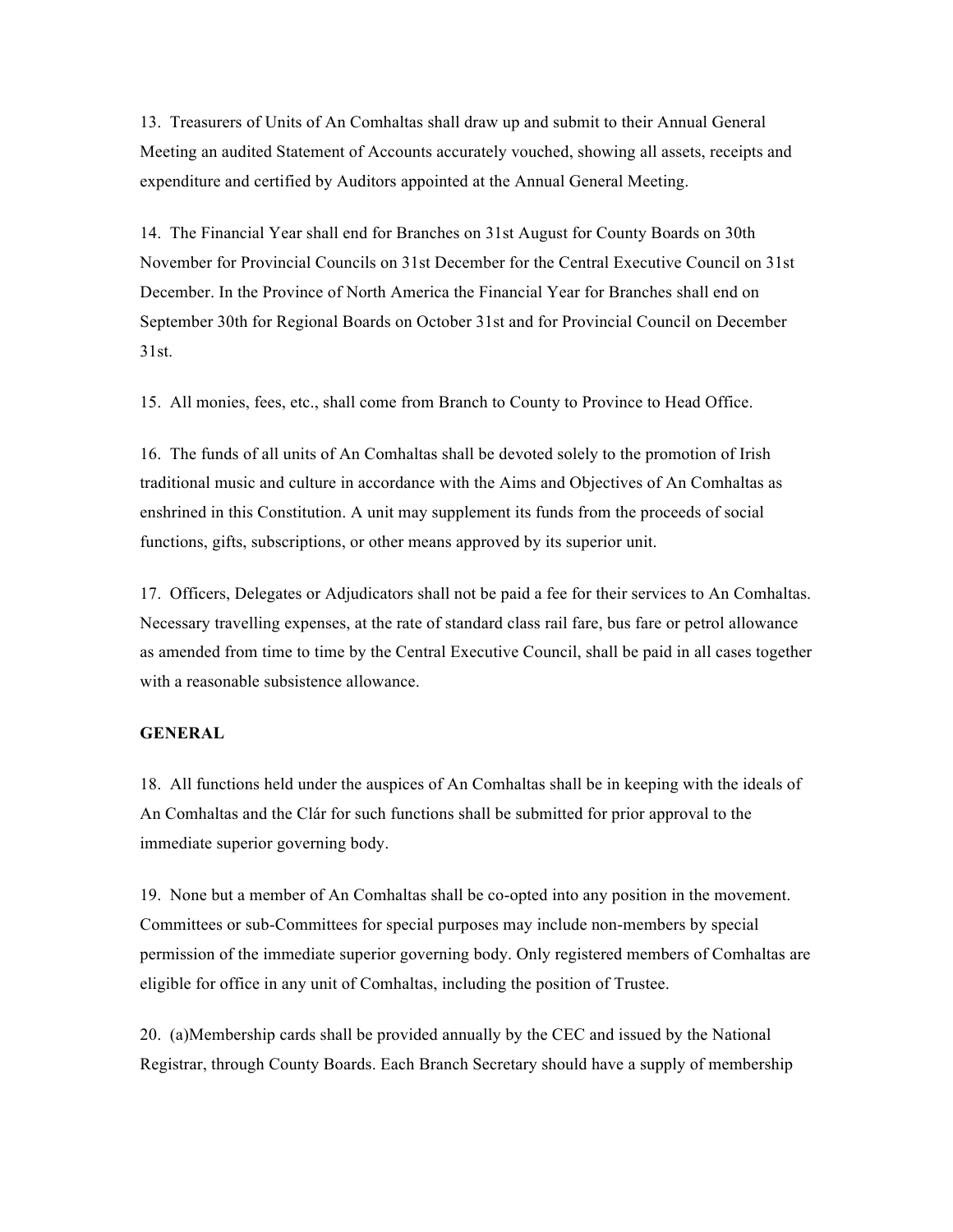13. Treasurers of Units of An Comhaltas shall draw up and submit to their Annual General Meeting an audited Statement of Accounts accurately vouched, showing all assets, receipts and expenditure and certified by Auditors appointed at the Annual General Meeting.

14. The Financial Year shall end for Branches on 31st August for County Boards on 30th November for Provincial Councils on 31st December for the Central Executive Council on 31st December. In the Province of North America the Financial Year for Branches shall end on September 30th for Regional Boards on October 31st and for Provincial Council on December 31st.

15. All monies, fees, etc., shall come from Branch to County to Province to Head Office.

16. The funds of all units of An Comhaltas shall be devoted solely to the promotion of Irish traditional music and culture in accordance with the Aims and Objectives of An Comhaltas as enshrined in this Constitution. A unit may supplement its funds from the proceeds of social functions, gifts, subscriptions, or other means approved by its superior unit.

17. Officers, Delegates or Adjudicators shall not be paid a fee for their services to An Comhaltas. Necessary travelling expenses, at the rate of standard class rail fare, bus fare or petrol allowance as amended from time to time by the Central Executive Council, shall be paid in all cases together with a reasonable subsistence allowance.

**GENERAL**

18. All functions held under the auspices of An Comhaltas shall be in keeping with the ideals of An Comhaltas and the Clár for such functions shall be submitted for prior approval to the immediate superior governing body.

19. None but a member of An Comhaltas shall be co-opted into any position in the movement. Committees or sub-Committees for special purposes may include non-members by special permission of the immediate superior governing body. Only registered members of Comhaltas are eligible for office in any unit of Comhaltas, including the position of Trustee.

20. (a)Membership cards shall be provided annually by the CEC and issued by the National Registrar, through County Boards. Each Branch Secretary should have a supply of membership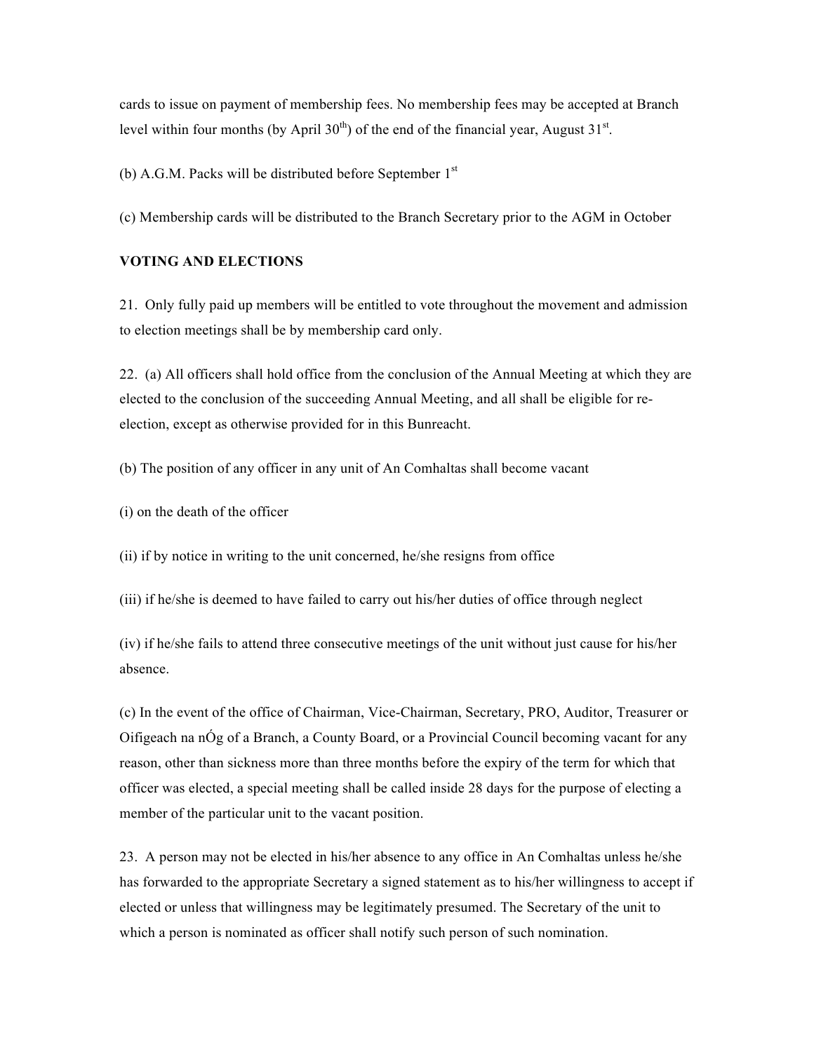cards to issue on payment of membership fees. No membership fees may be accepted at Branch level within four months (by April 30th) of the end of the financial year, August 31st.

(b) A.G.M. Packs will be distributed before September 1st

(c) Membership cards will be distributed to the Branch Secretary prior to the AGM in October

**VOTING AND ELECTIONS**

21. Only fully paid up members will be entitled to vote throughout the movement and admission to election meetings shall be by membership card only.

22. (a) All officers shall hold office from the conclusion of the Annual Meeting at which they are elected to the conclusion of the succeeding Annual Meeting, and all shall be eligible for re-election, except as otherwise provided for in this Bunreacht.

(b) The position of any officer in any unit of An Comhaltas shall become vacant

(i) on the death of the officer

(ii) if by notice in writing to the unit concerned, he/she resigns from office

(iii) if he/she is deemed to have failed to carry out his/her duties of office through neglect

(iv) if he/she fails to attend three consecutive meetings of the unit without just cause for his/her absence.

(c) In the event of the office of Chairman, Vice-Chairman, Secretary, PRO, Auditor, Treasurer or Oifigeach na nÓg of a Branch, a County Board, or a Provincial Council becoming vacant for any reason, other than sickness more than three months before the expiry of the term for which that officer was elected, a special meeting shall be called inside 28 days for the purpose of electing a member of the particular unit to the vacant position.

23. A person may not be elected in his/her absence to any office in An Comhaltas unless he/she has forwarded to the appropriate Secretary a signed statement as to his/her willingness to accept if elected or unless that willingness may be legitimately presumed. The Secretary of the unit to which a person is nominated as officer shall notify such person of such nomination.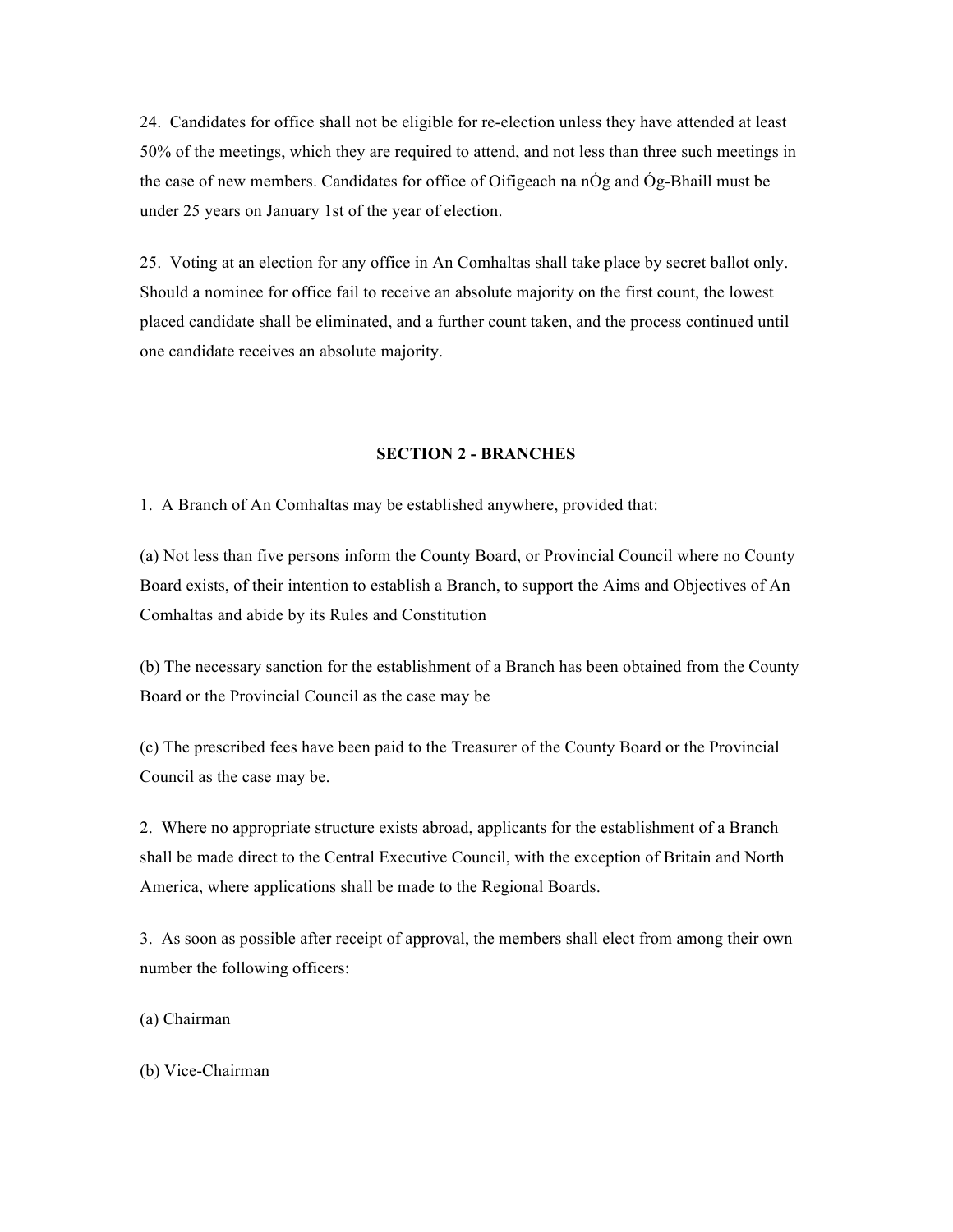24. Candidates for office shall not be eligible for re-election unless they have attended at least 50% of the meetings, which they are required to attend, and not less than three such meetings in the case of new members. Candidates for office of Oifigeach na nÓg and Óg-Bhaill must be under 25 years on January 1st of the year of election.

25. Voting at an election for any office in An Comhaltas shall take place by secret ballot only. Should a nominee for office fail to receive an absolute majority on the first count, the lowest placed candidate shall be eliminated, and a further count taken, and the process continued until one candidate receives an absolute majority.

## SECTION 2 - BRANCHES

1. A Branch of An Comhaltas may be established anywhere, provided that:

(a) Not less than five persons inform the County Board, or Provincial Council where no County Board exists, of their intention to establish a Branch, to support the Aims and Objectives of An Comhaltas and abide by its Rules and Constitution

(b) The necessary sanction for the establishment of a Branch has been obtained from the County Board or the Provincial Council as the case may be

(c) The prescribed fees have been paid to the Treasurer of the County Board or the Provincial Council as the case may be.

2. Where no appropriate structure exists abroad, applicants for the establishment of a Branch shall be made direct to the Central Executive Council, with the exception of Britain and North America, where applications shall be made to the Regional Boards.

3. As soon as possible after receipt of approval, the members shall elect from among their own number the following officers:

(a) Chairman

(b) Vice-Chairman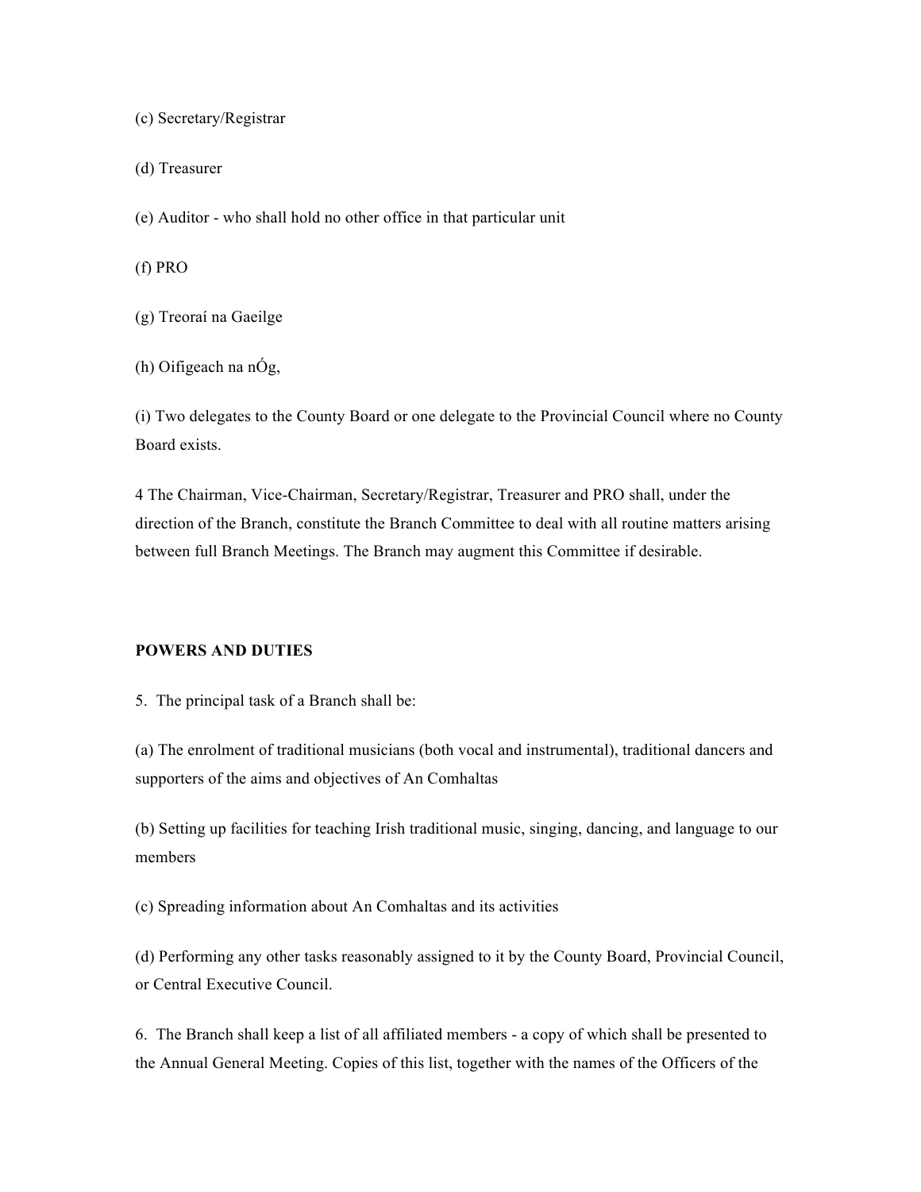(c) Secretary/Registrar

(d) Treasurer

(e) Auditor - who shall hold no other office in that particular unit

(f) PRO

(g) Treoraí na Gaeilge

(h) Oifigeach na nÓg,

(i) Two delegates to the County Board or one delegate to the Provincial Council where no County Board exists.

4 The Chairman, Vice-Chairman, Secretary/Registrar, Treasurer and PRO shall, under the direction of the Branch, constitute the Branch Committee to deal with all routine matters arising between full Branch Meetings. The Branch may augment this Committee if desirable.

**POWERS AND DUTIES**

5. The principal task of a Branch shall be:

(a) The enrolment of traditional musicians (both vocal and instrumental), traditional dancers and supporters of the aims and objectives of An Comhaltas

(b) Setting up facilities for teaching Irish traditional music, singing, dancing, and language to our members

(c) Spreading information about An Comhaltas and its activities

(d) Performing any other tasks reasonably assigned to it by the County Board, Provincial Council, or Central Executive Council.

6. The Branch shall keep a list of all affiliated members - a copy of which shall be presented to the Annual General Meeting. Copies of this list, together with the names of the Officers of the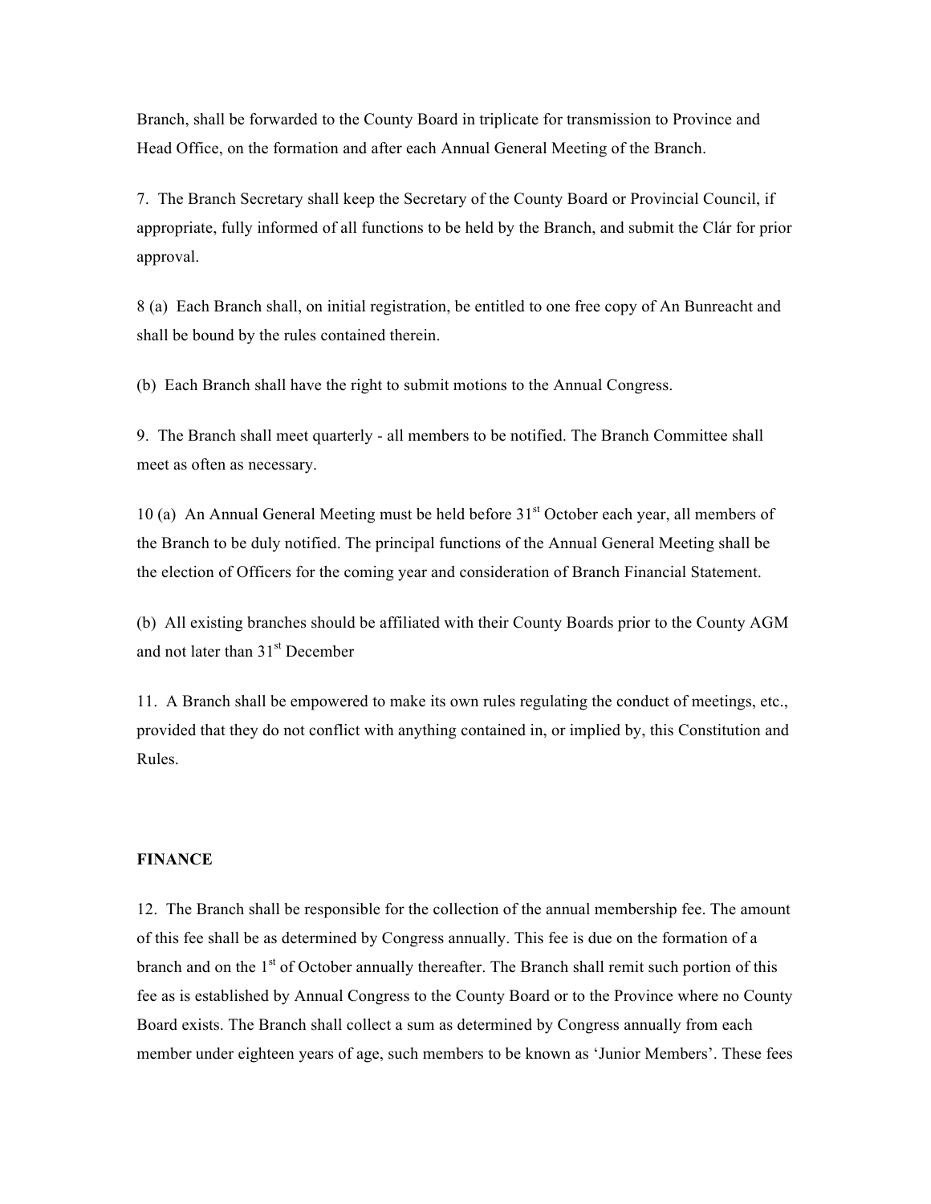Branch, shall be forwarded to the County Board in triplicate for transmission to Province and Head Office, on the formation and after each Annual General Meeting of the Branch.

7. The Branch Secretary shall keep the Secretary of the County Board or Provincial Council, if appropriate, fully informed of all functions to be held by the Branch, and submit the Clár for prior approval.

8 (a) Each Branch shall, on initial registration, be entitled to one free copy of An Bunreacht and shall be bound by the rules contained therein.

(b) Each Branch shall have the right to submit motions to the Annual Congress.

9. The Branch shall meet quarterly - all members to be notified. The Branch Committee shall meet as often as necessary.

10 (a) An Annual General Meeting must be held before 31st October each year, all members of the Branch to be duly notified. The principal functions of the Annual General Meeting shall be the election of Officers for the coming year and consideration of Branch Financial Statement.

(b) All existing branches should be affiliated with their County Boards prior to the County AGM and not later than 31st December

11. A Branch shall be empowered to make its own rules regulating the conduct of meetings, etc., provided that they do not conflict with anything contained in, or implied by, this Constitution and Rules.

**FINANCE**

12. The Branch shall be responsible for the collection of the annual membership fee. The amount of this fee shall be as determined by Congress annually. This fee is due on the formation of a branch and on the 1st of October annually thereafter. The Branch shall remit such portion of this fee as is established by Annual Congress to the County Board or to the Province where no County Board exists. The Branch shall collect a sum as determined by Congress annually from each member under eighteen years of age, such members to be known as 'Junior Members'. These fees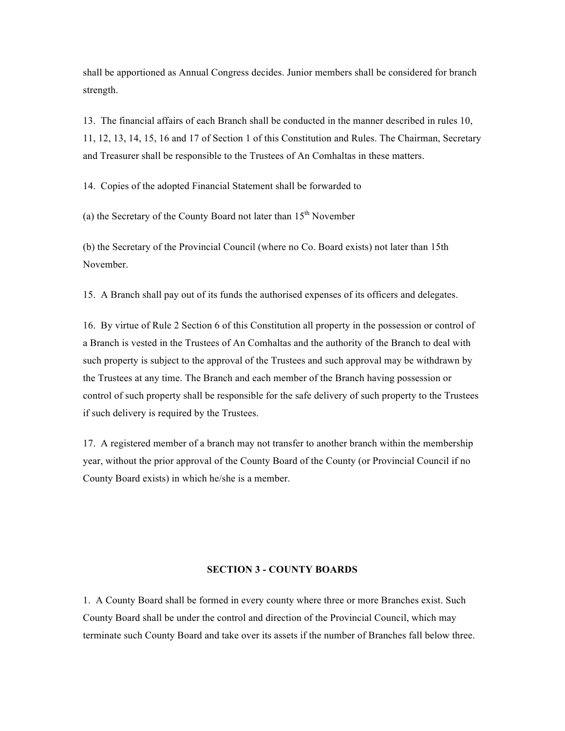shall be apportioned as Annual Congress decides. Junior members shall be considered for branch strength.

13. The financial affairs of each Branch shall be conducted in the manner described in rules 10, 11, 12, 13, 14, 15, 16 and 17 of Section 1 of this Constitution and Rules. The Chairman, Secretary and Treasurer shall be responsible to the Trustees of An Comhaltas in these matters.

14. Copies of the adopted Financial Statement shall be forwarded to

(a) the Secretary of the County Board not later than 15th November

(b) the Secretary of the Provincial Council (where no Co. Board exists) not later than 15th November.

15. A Branch shall pay out of its funds the authorised expenses of its officers and delegates.

16. By virtue of Rule 2 Section 6 of this Constitution all property in the possession or control of a Branch is vested in the Trustees of An Comhaltas and the authority of the Branch to deal with such property is subject to the approval of the Trustees and such approval may be withdrawn by the Trustees at any time. The Branch and each member of the Branch having possession or control of such property shall be responsible for the safe delivery of such property to the Trustees if such delivery is required by the Trustees.

17. A registered member of a branch may not transfer to another branch within the membership year, without the prior approval of the County Board of the County (or Provincial Council if no County Board exists) in which he/she is a member.

## SECTION 3 - COUNTY BOARDS

1. A County Board shall be formed in every county where three or more Branches exist. Such County Board shall be under the control and direction of the Provincial Council, which may terminate such County Board and take over its assets if the number of Branches fall below three.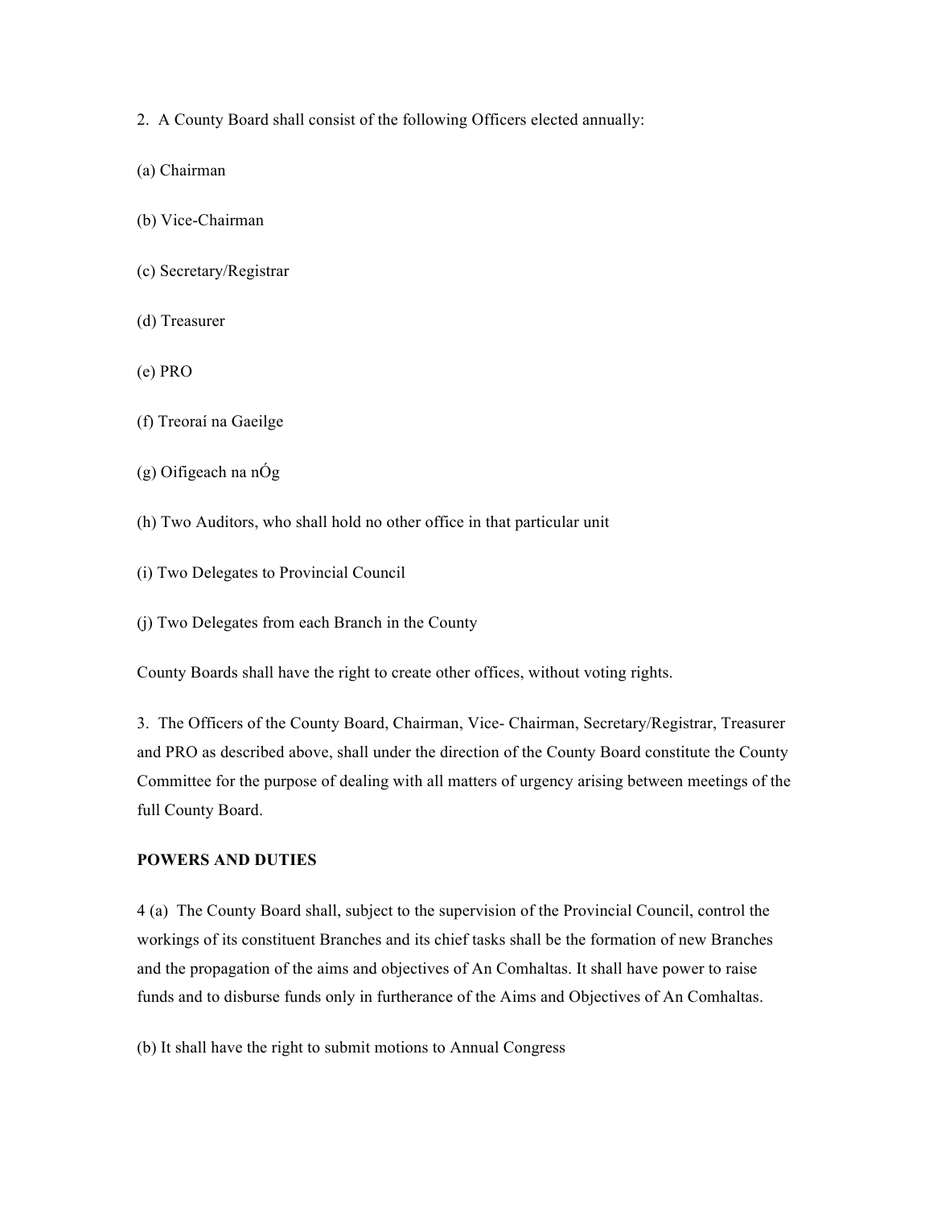2. A County Board shall consist of the following Officers elected annually:

(a) Chairman

(b) Vice-Chairman

(c) Secretary/Registrar

(d) Treasurer

(e) PRO

(f) Treoraí na Gaeilge

(g) Oifigeach na nÓg

(h) Two Auditors, who shall hold no other office in that particular unit

(i) Two Delegates to Provincial Council

(j) Two Delegates from each Branch in the County

County Boards shall have the right to create other offices, without voting rights.

3. The Officers of the County Board, Chairman, Vice- Chairman, Secretary/Registrar, Treasurer and PRO as described above, shall under the direction of the County Board constitute the County Committee for the purpose of dealing with all matters of urgency arising between meetings of the full County Board.

**POWERS AND DUTIES**

4 (a) The County Board shall, subject to the supervision of the Provincial Council, control the workings of its constituent Branches and its chief tasks shall be the formation of new Branches and the propagation of the aims and objectives of An Comhaltas. It shall have power to raise funds and to disburse funds only in furtherance of the Aims and Objectives of An Comhaltas.

(b) It shall have the right to submit motions to Annual Congress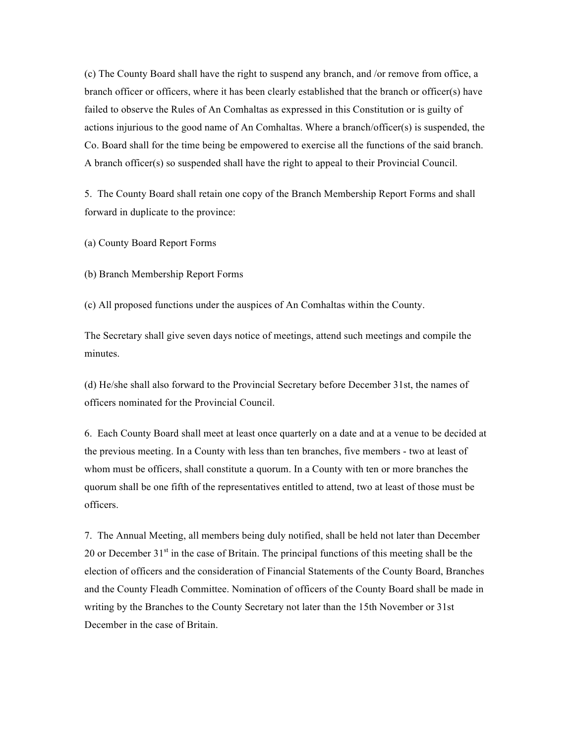(c) The County Board shall have the right to suspend any branch, and /or remove from office, a branch officer or officers, where it has been clearly established that the branch or officer(s) have failed to observe the Rules of An Comhaltas as expressed in this Constitution or is guilty of actions injurious to the good name of An Comhaltas. Where a branch/officer(s) is suspended, the Co. Board shall for the time being be empowered to exercise all the functions of the said branch. A branch officer(s) so suspended shall have the right to appeal to their Provincial Council.

5. The County Board shall retain one copy of the Branch Membership Report Forms and shall forward in duplicate to the province:

(a) County Board Report Forms

(b) Branch Membership Report Forms

(c) All proposed functions under the auspices of An Comhaltas within the County.

The Secretary shall give seven days notice of meetings, attend such meetings and compile the minutes.

(d) He/she shall also forward to the Provincial Secretary before December 31st, the names of officers nominated for the Provincial Council.

6. Each County Board shall meet at least once quarterly on a date and at a venue to be decided at the previous meeting. In a County with less than ten branches, five members - two at least of whom must be officers, shall constitute a quorum. In a County with ten or more branches the quorum shall be one fifth of the representatives entitled to attend, two at least of those must be officers.

7. The Annual Meeting, all members being duly notified, shall be held not later than December 20 or December 31st in the case of Britain. The principal functions of this meeting shall be the election of officers and the consideration of Financial Statements of the County Board, Branches and the County Fleadh Committee. Nomination of officers of the County Board shall be made in writing by the Branches to the County Secretary not later than the 15th November or 31st December in the case of Britain.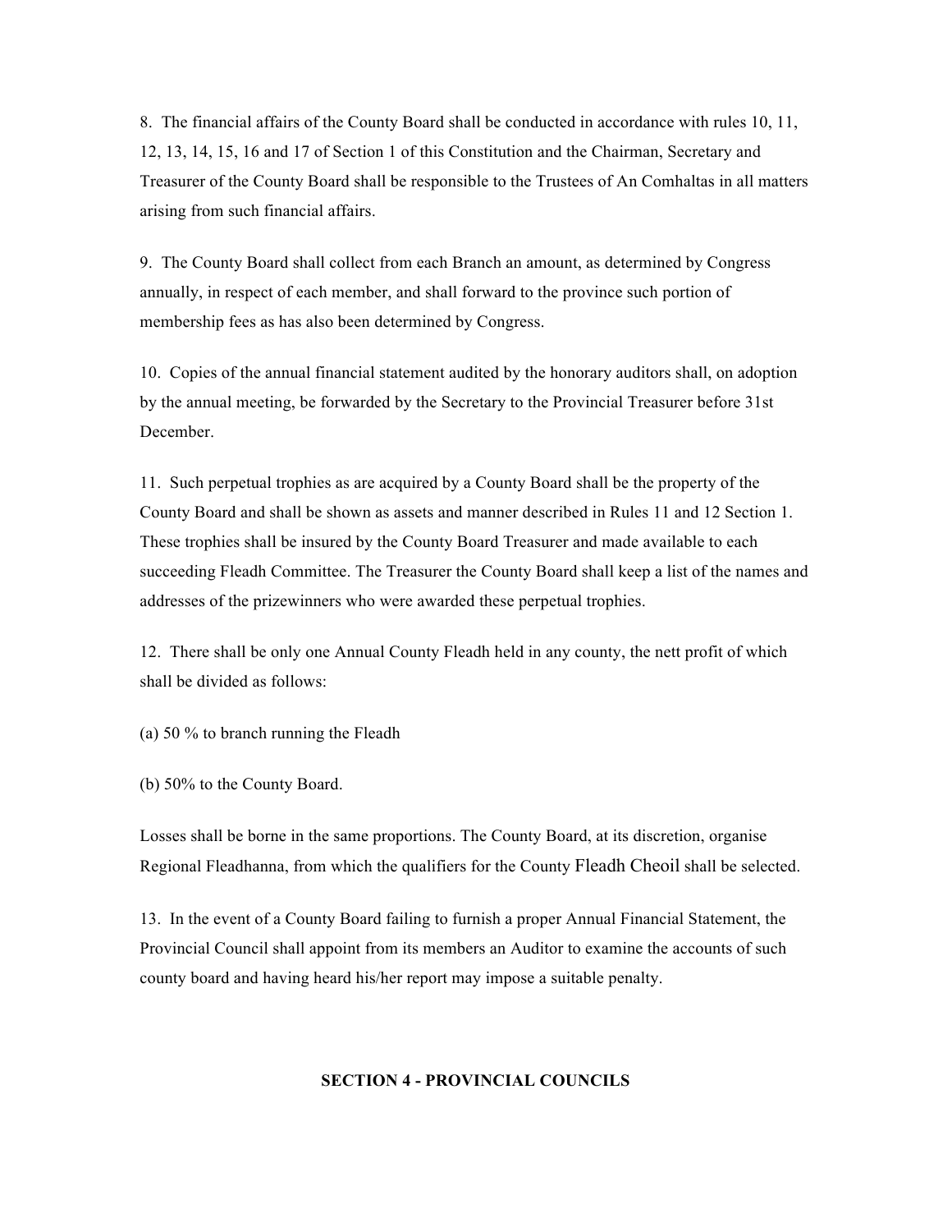8. The financial affairs of the County Board shall be conducted in accordance with rules 10, 11, 12, 13, 14, 15, 16 and 17 of Section 1 of this Constitution and the Chairman, Secretary and Treasurer of the County Board shall be responsible to the Trustees of An Comhaltas in all matters arising from such financial affairs.

9. The County Board shall collect from each Branch an amount, as determined by Congress annually, in respect of each member, and shall forward to the province such portion of membership fees as has also been determined by Congress.

10. Copies of the annual financial statement audited by the honorary auditors shall, on adoption by the annual meeting, be forwarded by the Secretary to the Provincial Treasurer before 31st December.

11. Such perpetual trophies as are acquired by a County Board shall be the property of the County Board and shall be shown as assets and manner described in Rules 11 and 12 Section 1. These trophies shall be insured by the County Board Treasurer and made available to each succeeding Fleadh Committee. The Treasurer the County Board shall keep a list of the names and addresses of the prizewinners who were awarded these perpetual trophies.

12. There shall be only one Annual County Fleadh held in any county, the nett profit of which shall be divided as follows:

(a) 50 % to branch running the Fleadh

(b) 50% to the County Board.

Losses shall be borne in the same proportions. The County Board, at its discretion, organise Regional Fleadhanna, from which the qualifiers for the County Fleadh Cheoil shall be selected.

13. In the event of a County Board failing to furnish a proper Annual Financial Statement, the Provincial Council shall appoint from its members an Auditor to examine the accounts of such county board and having heard his/her report may impose a suitable penalty.

## SECTION 4 - PROVINCIAL COUNCILS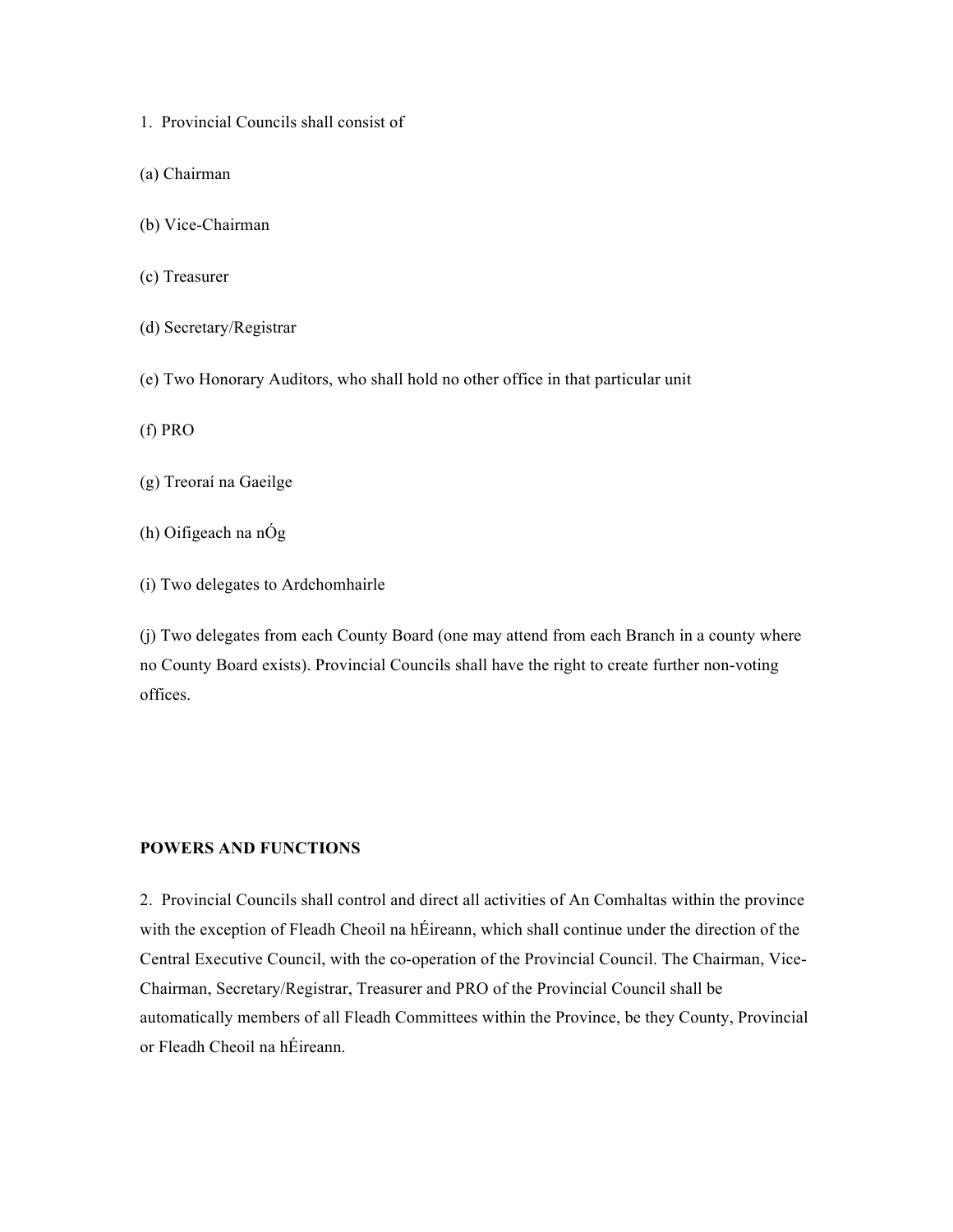1. Provincial Councils shall consist of

(a) Chairman

(b) Vice-Chairman

(c) Treasurer

(d) Secretary/Registrar

(e) Two Honorary Auditors, who shall hold no other office in that particular unit

(f) PRO

(g) Treoraí na Gaeilge

(h) Oifigeach na nÓg

(i) Two delegates to Ardchomhairle

(j) Two delegates from each County Board (one may attend from each Branch in a county where no County Board exists). Provincial Councils shall have the right to create further non-voting offices.

**POWERS AND FUNCTIONS**

2. Provincial Councils shall control and direct all activities of An Comhaltas within the province with the exception of Fleadh Cheoil na hÉireann, which shall continue under the direction of the Central Executive Council, with the co-operation of the Provincial Council. The Chairman, Vice-Chairman, Secretary/Registrar, Treasurer and PRO of the Provincial Council shall be automatically members of all Fleadh Committees within the Province, be they County, Provincial or Fleadh Cheoil na hÉireann.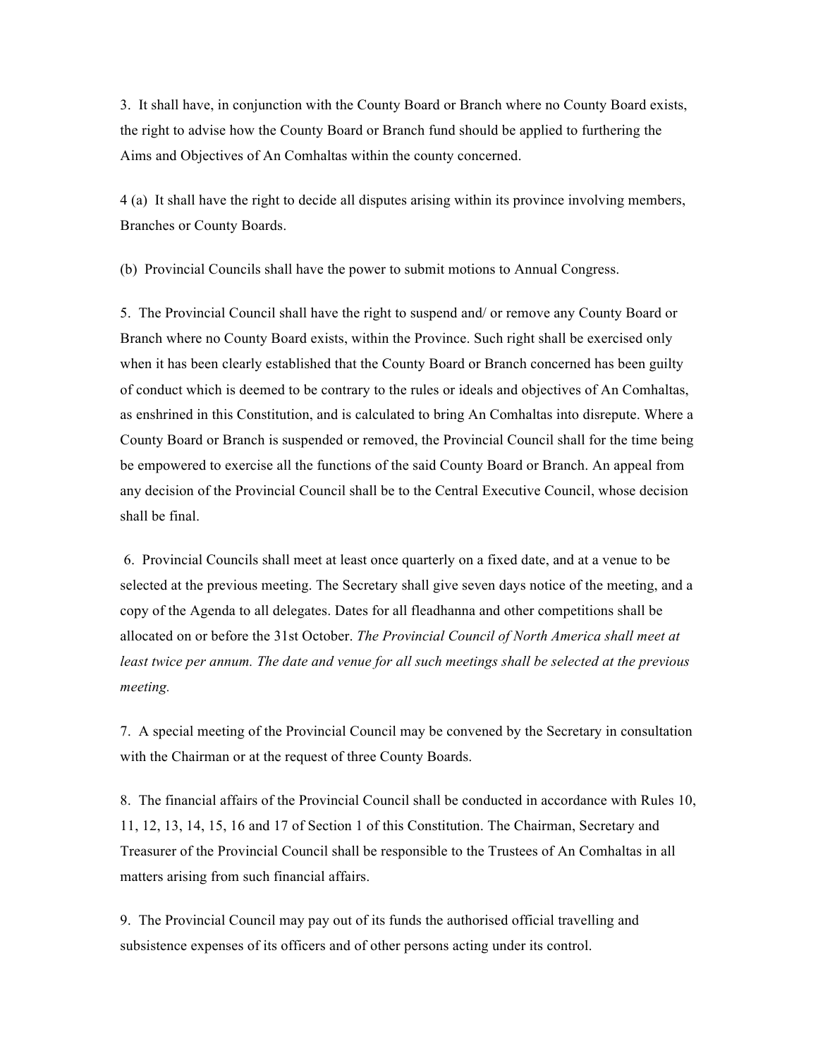3. It shall have, in conjunction with the County Board or Branch where no County Board exists, the right to advise how the County Board or Branch fund should be applied to furthering the Aims and Objectives of An Comhaltas within the county concerned.

4 (a) It shall have the right to decide all disputes arising within its province involving members, Branches or County Boards.

(b) Provincial Councils shall have the power to submit motions to Annual Congress.

5. The Provincial Council shall have the right to suspend and/ or remove any County Board or Branch where no County Board exists, within the Province. Such right shall be exercised only when it has been clearly established that the County Board or Branch concerned has been guilty of conduct which is deemed to be contrary to the rules or ideals and objectives of An Comhaltas, as enshrined in this Constitution, and is calculated to bring An Comhaltas into disrepute. Where a County Board or Branch is suspended or removed, the Provincial Council shall for the time being be empowered to exercise all the functions of the said County Board or Branch. An appeal from any decision of the Provincial Council shall be to the Central Executive Council, whose decision shall be final.

6. Provincial Councils shall meet at least once quarterly on a fixed date, and at a venue to be selected at the previous meeting. The Secretary shall give seven days notice of the meeting, and a copy of the Agenda to all delegates. Dates for all fleadhanna and other competitions shall be allocated on or before the 31st October. *The Provincial Council of North America shall meet at least twice per annum. The date and venue for all such meetings shall be selected at the previous meeting.*

7. A special meeting of the Provincial Council may be convened by the Secretary in consultation with the Chairman or at the request of three County Boards.

8. The financial affairs of the Provincial Council shall be conducted in accordance with Rules 10, 11, 12, 13, 14, 15, 16 and 17 of Section 1 of this Constitution. The Chairman, Secretary and Treasurer of the Provincial Council shall be responsible to the Trustees of An Comhaltas in all matters arising from such financial affairs.

9. The Provincial Council may pay out of its funds the authorised official travelling and subsistence expenses of its officers and of other persons acting under its control.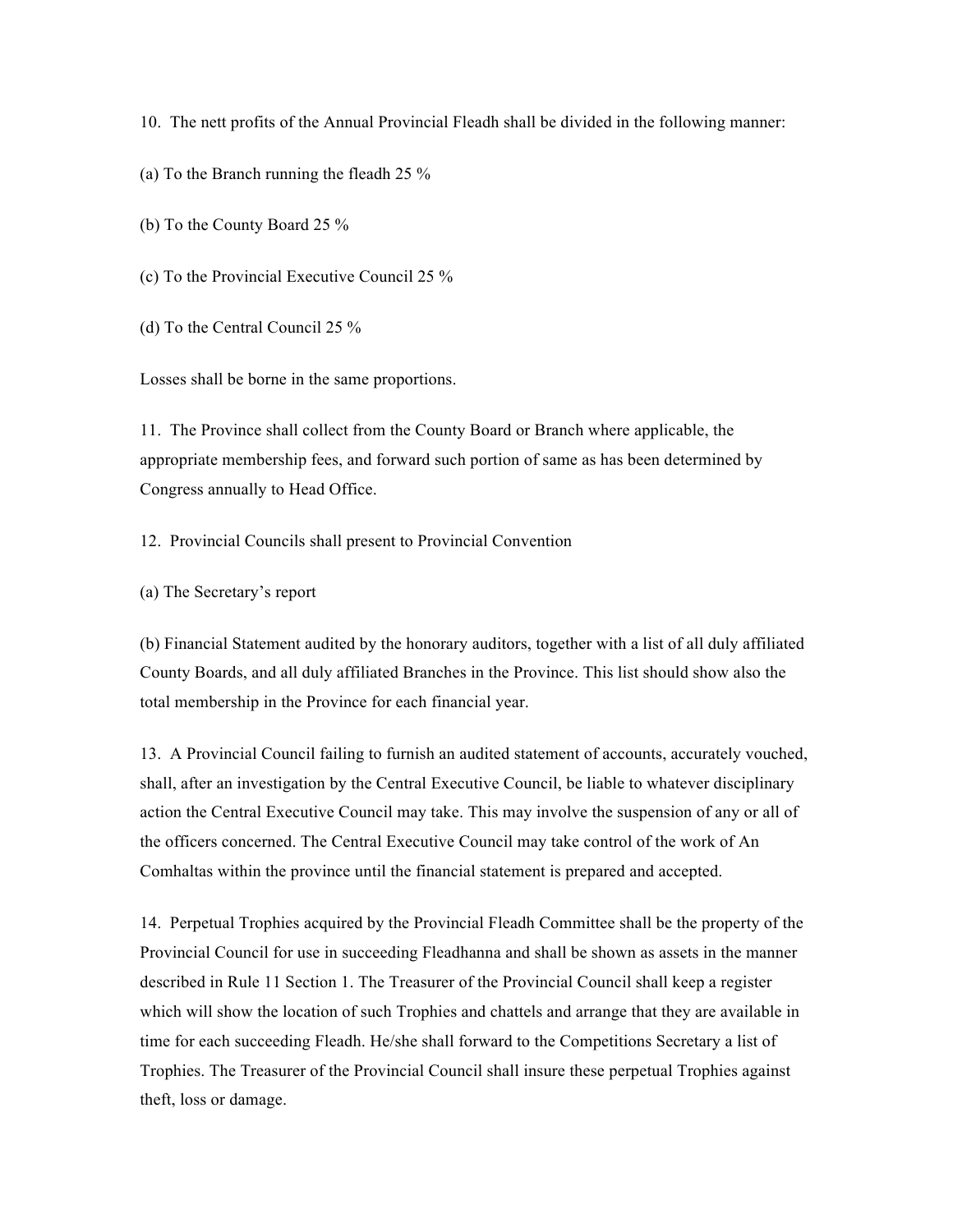10. The nett profits of the Annual Provincial Fleadh shall be divided in the following manner:

(a) To the Branch running the fleadh 25 %

(b) To the County Board 25 %

(c) To the Provincial Executive Council 25 %

(d) To the Central Council 25 %

Losses shall be borne in the same proportions.

11. The Province shall collect from the County Board or Branch where applicable, the appropriate membership fees, and forward such portion of same as has been determined by Congress annually to Head Office.

12. Provincial Councils shall present to Provincial Convention

(a) The Secretary's report

(b) Financial Statement audited by the honorary auditors, together with a list of all duly affiliated County Boards, and all duly affiliated Branches in the Province. This list should show also the total membership in the Province for each financial year.

13. A Provincial Council failing to furnish an audited statement of accounts, accurately vouched, shall, after an investigation by the Central Executive Council, be liable to whatever disciplinary action the Central Executive Council may take. This may involve the suspension of any or all of the officers concerned. The Central Executive Council may take control of the work of An Comhaltas within the province until the financial statement is prepared and accepted.

14. Perpetual Trophies acquired by the Provincial Fleadh Committee shall be the property of the Provincial Council for use in succeeding Fleadhanna and shall be shown as assets in the manner described in Rule 11 Section 1. The Treasurer of the Provincial Council shall keep a register which will show the location of such Trophies and chattels and arrange that they are available in time for each succeeding Fleadh. He/she shall forward to the Competitions Secretary a list of Trophies. The Treasurer of the Provincial Council shall insure these perpetual Trophies against theft, loss or damage.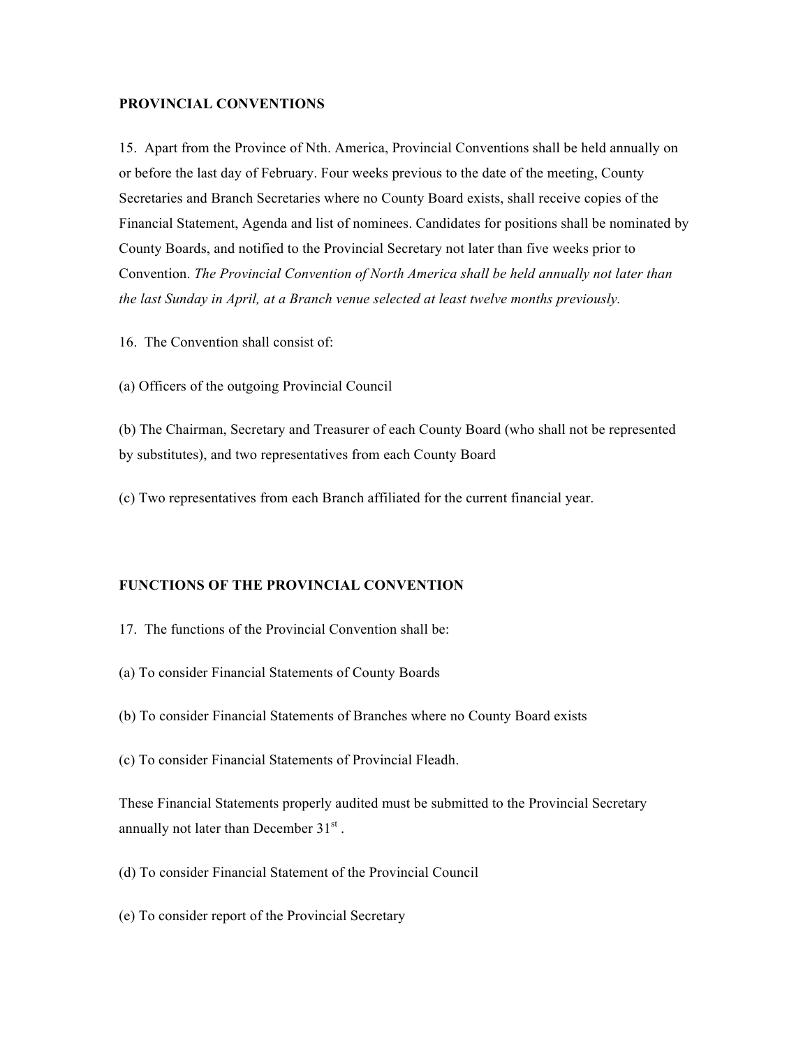**PROVINCIAL CONVENTIONS**

15. Apart from the Province of Nth. America, Provincial Conventions shall be held annually on or before the last day of February. Four weeks previous to the date of the meeting, County Secretaries and Branch Secretaries where no County Board exists, shall receive copies of the Financial Statement, Agenda and list of nominees. Candidates for positions shall be nominated by County Boards, and notified to the Provincial Secretary not later than five weeks prior to Convention. *The Provincial Convention of North America shall be held annually not later than the last Sunday in April, at a Branch venue selected at least twelve months previously.*

16. The Convention shall consist of:

(a) Officers of the outgoing Provincial Council

(b) The Chairman, Secretary and Treasurer of each County Board (who shall not be represented by substitutes), and two representatives from each County Board

(c) Two representatives from each Branch affiliated for the current financial year.

**FUNCTIONS OF THE PROVINCIAL CONVENTION**

17. The functions of the Provincial Convention shall be:

(a) To consider Financial Statements of County Boards

(b) To consider Financial Statements of Branches where no County Board exists

(c) To consider Financial Statements of Provincial Fleadh.

These Financial Statements properly audited must be submitted to the Provincial Secretary annually not later than December 31st .

(d) To consider Financial Statement of the Provincial Council

(e) To consider report of the Provincial Secretary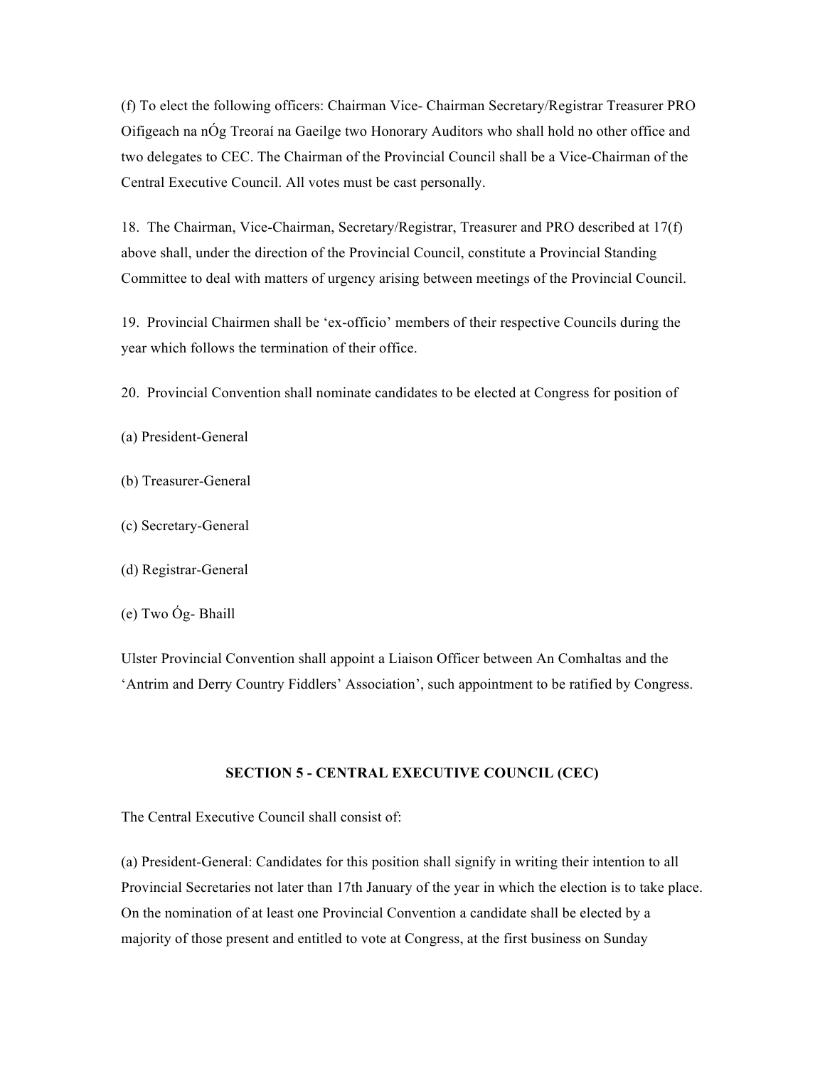(f) To elect the following officers: Chairman Vice- Chairman Secretary/Registrar Treasurer PRO Oifigeach na nÓg Treoraí na Gaeilge two Honorary Auditors who shall hold no other office and two delegates to CEC. The Chairman of the Provincial Council shall be a Vice-Chairman of the Central Executive Council. All votes must be cast personally.

18. The Chairman, Vice-Chairman, Secretary/Registrar, Treasurer and PRO described at 17(f) above shall, under the direction of the Provincial Council, constitute a Provincial Standing Committee to deal with matters of urgency arising between meetings of the Provincial Council.

19. Provincial Chairmen shall be 'ex-officio' members of their respective Councils during the year which follows the termination of their office.

20. Provincial Convention shall nominate candidates to be elected at Congress for position of

(a) President-General

(b) Treasurer-General

(c) Secretary-General

(d) Registrar-General

(e) Two Óg- Bhaill

Ulster Provincial Convention shall appoint a Liaison Officer between An Comhaltas and the 'Antrim and Derry Country Fiddlers' Association', such appointment to be ratified by Congress.

## SECTION 5 - CENTRAL EXECUTIVE COUNCIL (CEC)

The Central Executive Council shall consist of:

(a) President-General: Candidates for this position shall signify in writing their intention to all Provincial Secretaries not later than 17th January of the year in which the election is to take place. On the nomination of at least one Provincial Convention a candidate shall be elected by a majority of those present and entitled to vote at Congress, at the first business on Sunday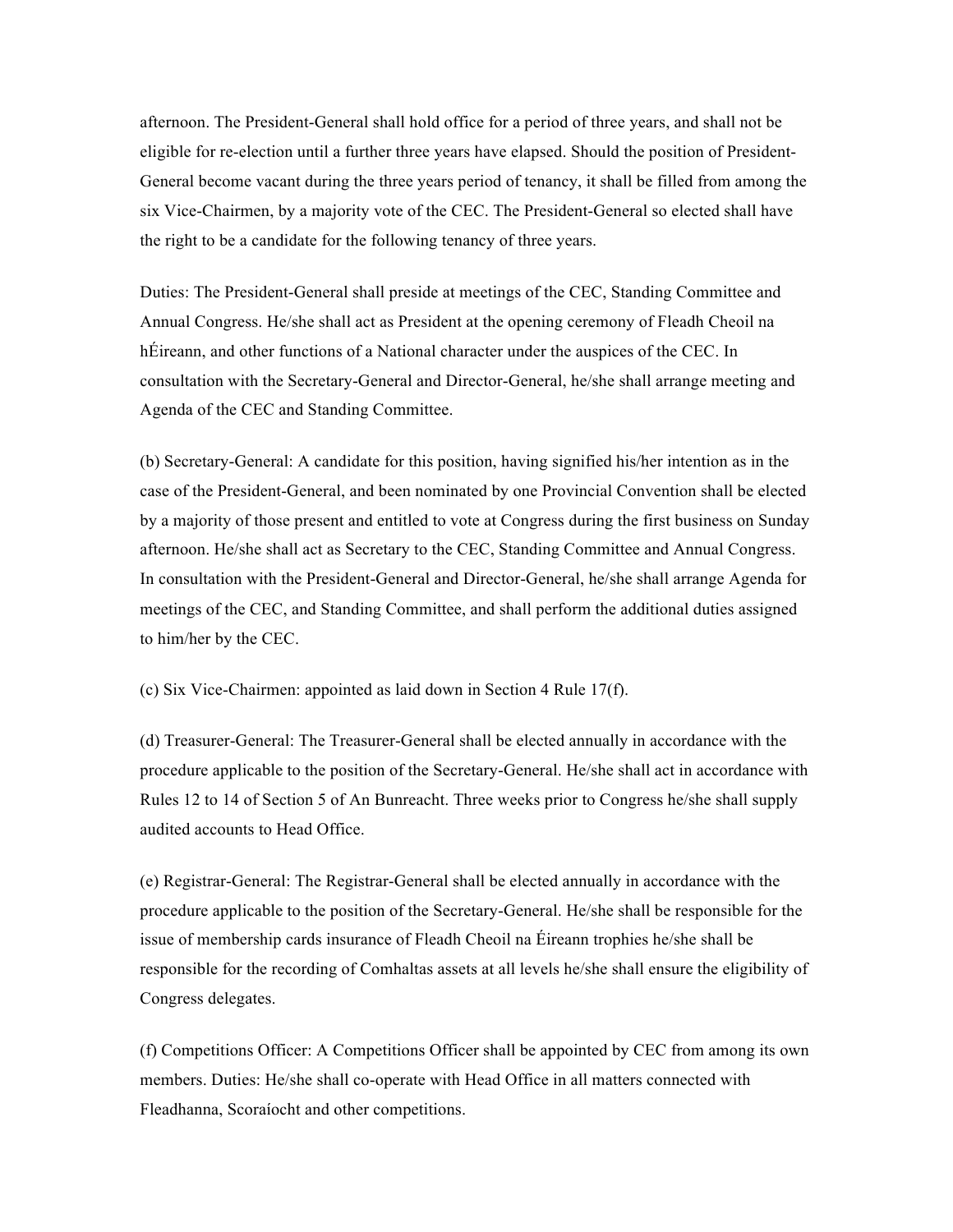afternoon. The President-General shall hold office for a period of three years, and shall not be eligible for re-election until a further three years have elapsed. Should the position of President-General become vacant during the three years period of tenancy, it shall be filled from among the six Vice-Chairmen, by a majority vote of the CEC. The President-General so elected shall have the right to be a candidate for the following tenancy of three years.

Duties: The President-General shall preside at meetings of the CEC, Standing Committee and Annual Congress. He/she shall act as President at the opening ceremony of Fleadh Cheoil na hÉireann, and other functions of a National character under the auspices of the CEC. In consultation with the Secretary-General and Director-General, he/she shall arrange meeting and Agenda of the CEC and Standing Committee.

(b) Secretary-General: A candidate for this position, having signified his/her intention as in the case of the President-General, and been nominated by one Provincial Convention shall be elected by a majority of those present and entitled to vote at Congress during the first business on Sunday afternoon. He/she shall act as Secretary to the CEC, Standing Committee and Annual Congress. In consultation with the President-General and Director-General, he/she shall arrange Agenda for meetings of the CEC, and Standing Committee, and shall perform the additional duties assigned to him/her by the CEC.

(c) Six Vice-Chairmen: appointed as laid down in Section 4 Rule 17(f).

(d) Treasurer-General: The Treasurer-General shall be elected annually in accordance with the procedure applicable to the position of the Secretary-General. He/she shall act in accordance with Rules 12 to 14 of Section 5 of An Bunreacht. Three weeks prior to Congress he/she shall supply audited accounts to Head Office.

(e) Registrar-General: The Registrar-General shall be elected annually in accordance with the procedure applicable to the position of the Secretary-General. He/she shall be responsible for the issue of membership cards insurance of Fleadh Cheoil na Éireann trophies he/she shall be responsible for the recording of Comhaltas assets at all levels he/she shall ensure the eligibility of Congress delegates.

(f) Competitions Officer: A Competitions Officer shall be appointed by CEC from among its own members. Duties: He/she shall co-operate with Head Office in all matters connected with Fleadhanna, Scoraíocht and other competitions.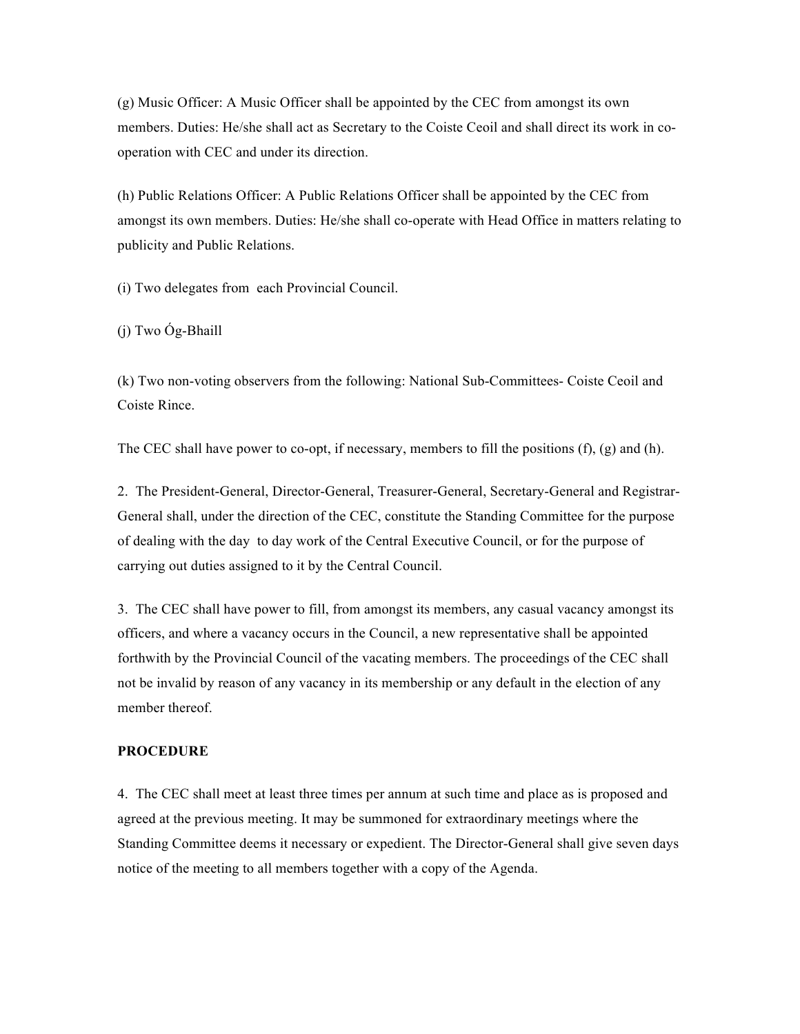(g) Music Officer: A Music Officer shall be appointed by the CEC from amongst its own members. Duties: He/she shall act as Secretary to the Coiste Ceoil and shall direct its work in co-operation with CEC and under its direction.

(h) Public Relations Officer: A Public Relations Officer shall be appointed by the CEC from amongst its own members. Duties: He/she shall co-operate with Head Office in matters relating to publicity and Public Relations.

(i) Two delegates from each Provincial Council.

(j) Two Óg-Bhaill

(k) Two non-voting observers from the following: National Sub-Committees- Coiste Ceoil and Coiste Rince.

The CEC shall have power to co-opt, if necessary, members to fill the positions (f), (g) and (h).

2. The President-General, Director-General, Treasurer-General, Secretary-General and Registrar-General shall, under the direction of the CEC, constitute the Standing Committee for the purpose of dealing with the day to day work of the Central Executive Council, or for the purpose of carrying out duties assigned to it by the Central Council.

3. The CEC shall have power to fill, from amongst its members, any casual vacancy amongst its officers, and where a vacancy occurs in the Council, a new representative shall be appointed forthwith by the Provincial Council of the vacating members. The proceedings of the CEC shall not be invalid by reason of any vacancy in its membership or any default in the election of any member thereof.

**PROCEDURE**

4. The CEC shall meet at least three times per annum at such time and place as is proposed and agreed at the previous meeting. It may be summoned for extraordinary meetings where the Standing Committee deems it necessary or expedient. The Director-General shall give seven days notice of the meeting to all members together with a copy of the Agenda.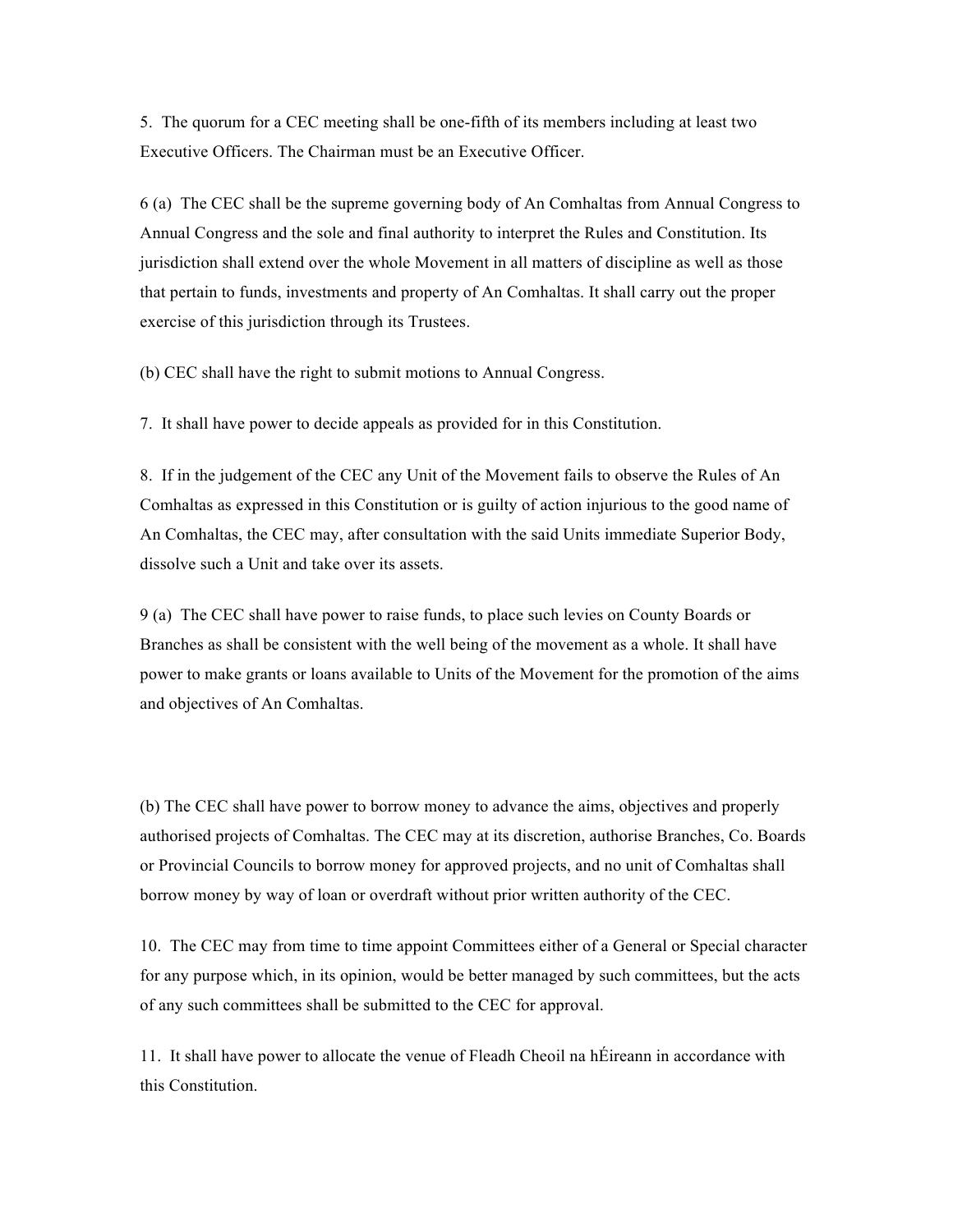5. The quorum for a CEC meeting shall be one-fifth of its members including at least two Executive Officers. The Chairman must be an Executive Officer.

6 (a) The CEC shall be the supreme governing body of An Comhaltas from Annual Congress to Annual Congress and the sole and final authority to interpret the Rules and Constitution. Its jurisdiction shall extend over the whole Movement in all matters of discipline as well as those that pertain to funds, investments and property of An Comhaltas. It shall carry out the proper exercise of this jurisdiction through its Trustees.

(b) CEC shall have the right to submit motions to Annual Congress.

7. It shall have power to decide appeals as provided for in this Constitution.

8. If in the judgement of the CEC any Unit of the Movement fails to observe the Rules of An Comhaltas as expressed in this Constitution or is guilty of action injurious to the good name of An Comhaltas, the CEC may, after consultation with the said Units immediate Superior Body, dissolve such a Unit and take over its assets.

9 (a) The CEC shall have power to raise funds, to place such levies on County Boards or Branches as shall be consistent with the well being of the movement as a whole. It shall have power to make grants or loans available to Units of the Movement for the promotion of the aims and objectives of An Comhaltas.

(b) The CEC shall have power to borrow money to advance the aims, objectives and properly authorised projects of Comhaltas. The CEC may at its discretion, authorise Branches, Co. Boards or Provincial Councils to borrow money for approved projects, and no unit of Comhaltas shall borrow money by way of loan or overdraft without prior written authority of the CEC.

10. The CEC may from time to time appoint Committees either of a General or Special character for any purpose which, in its opinion, would be better managed by such committees, but the acts of any such committees shall be submitted to the CEC for approval.

11. It shall have power to allocate the venue of Fleadh Cheoil na hÉireann in accordance with this Constitution.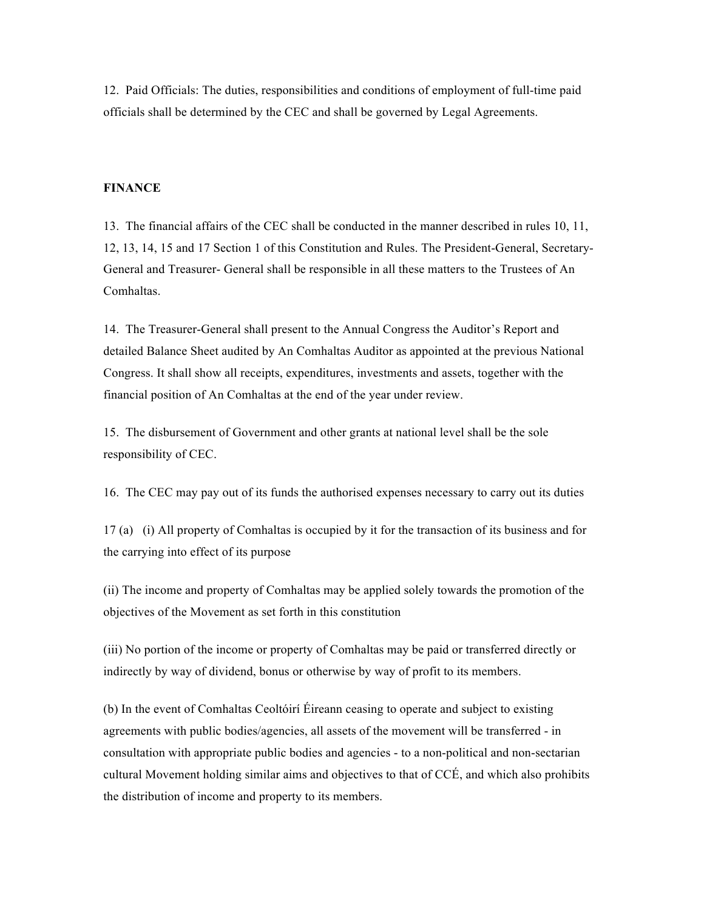12. Paid Officials: The duties, responsibilities and conditions of employment of full-time paid officials shall be determined by the CEC and shall be governed by Legal Agreements.

**FINANCE**

13. The financial affairs of the CEC shall be conducted in the manner described in rules 10, 11, 12, 13, 14, 15 and 17 Section 1 of this Constitution and Rules. The President-General, Secretary-General and Treasurer- General shall be responsible in all these matters to the Trustees of An Comhaltas.

14. The Treasurer-General shall present to the Annual Congress the Auditor's Report and detailed Balance Sheet audited by An Comhaltas Auditor as appointed at the previous National Congress. It shall show all receipts, expenditures, investments and assets, together with the financial position of An Comhaltas at the end of the year under review.

15. The disbursement of Government and other grants at national level shall be the sole responsibility of CEC.

16. The CEC may pay out of its funds the authorised expenses necessary to carry out its duties

17 (a) (i) All property of Comhaltas is occupied by it for the transaction of its business and for the carrying into effect of its purpose

(ii) The income and property of Comhaltas may be applied solely towards the promotion of the objectives of the Movement as set forth in this constitution

(iii) No portion of the income or property of Comhaltas may be paid or transferred directly or indirectly by way of dividend, bonus or otherwise by way of profit to its members.

(b) In the event of Comhaltas Ceoltóirí Éireann ceasing to operate and subject to existing agreements with public bodies/agencies, all assets of the movement will be transferred - in consultation with appropriate public bodies and agencies - to a non-political and non-sectarian cultural Movement holding similar aims and objectives to that of CCÉ, and which also prohibits the distribution of income and property to its members.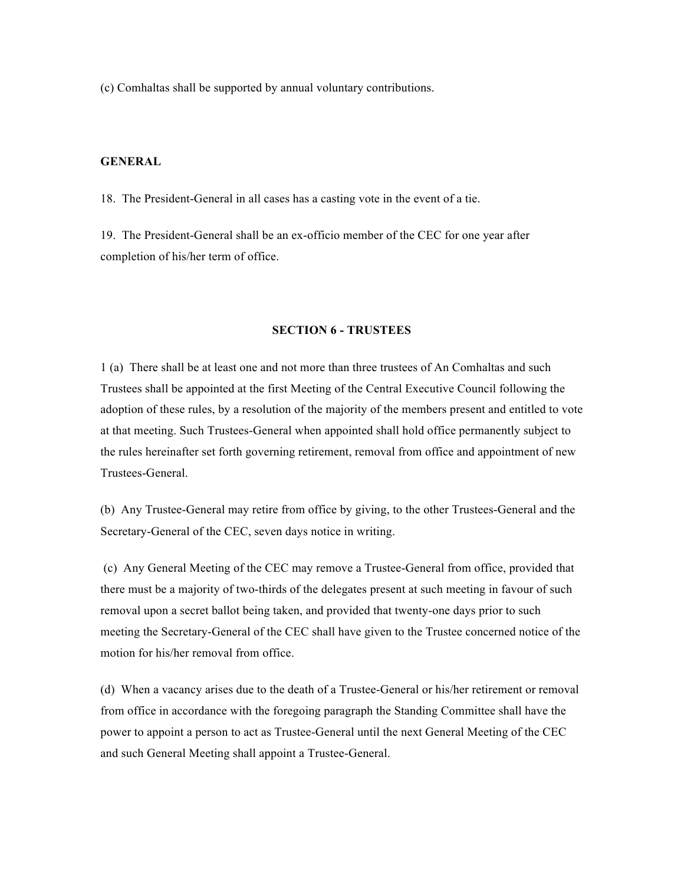(c) Comhaltas shall be supported by annual voluntary contributions.

**GENERAL**

18. The President-General in all cases has a casting vote in the event of a tie.

19. The President-General shall be an ex-officio member of the CEC for one year after completion of his/her term of office.

## SECTION 6 - TRUSTEES

1 (a) There shall be at least one and not more than three trustees of An Comhaltas and such Trustees shall be appointed at the first Meeting of the Central Executive Council following the adoption of these rules, by a resolution of the majority of the members present and entitled to vote at that meeting. Such Trustees-General when appointed shall hold office permanently subject to the rules hereinafter set forth governing retirement, removal from office and appointment of new Trustees-General.

(b) Any Trustee-General may retire from office by giving, to the other Trustees-General and the Secretary-General of the CEC, seven days notice in writing.

(c) Any General Meeting of the CEC may remove a Trustee-General from office, provided that there must be a majority of two-thirds of the delegates present at such meeting in favour of such removal upon a secret ballot being taken, and provided that twenty-one days prior to such meeting the Secretary-General of the CEC shall have given to the Trustee concerned notice of the motion for his/her removal from office.

(d) When a vacancy arises due to the death of a Trustee-General or his/her retirement or removal from office in accordance with the foregoing paragraph the Standing Committee shall have the power to appoint a person to act as Trustee-General until the next General Meeting of the CEC and such General Meeting shall appoint a Trustee-General.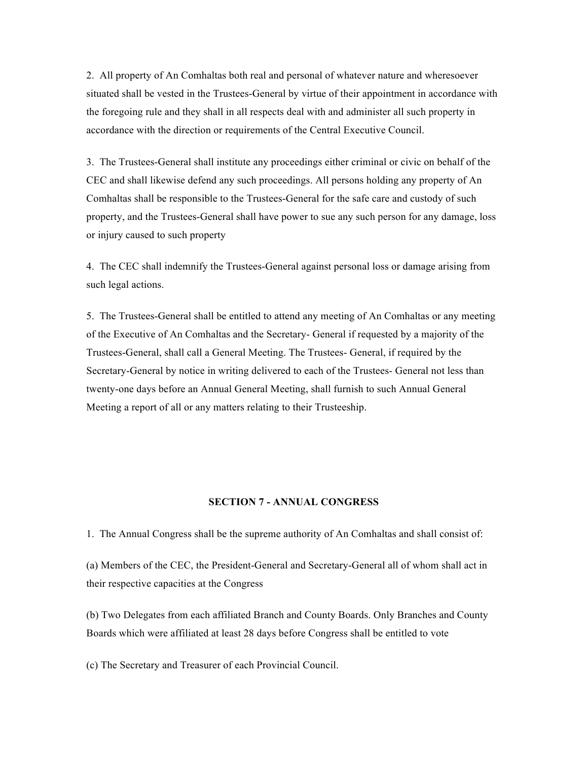2. All property of An Comhaltas both real and personal of whatever nature and wheresoever situated shall be vested in the Trustees-General by virtue of their appointment in accordance with the foregoing rule and they shall in all respects deal with and administer all such property in accordance with the direction or requirements of the Central Executive Council.

3. The Trustees-General shall institute any proceedings either criminal or civic on behalf of the CEC and shall likewise defend any such proceedings. All persons holding any property of An Comhaltas shall be responsible to the Trustees-General for the safe care and custody of such property, and the Trustees-General shall have power to sue any such person for any damage, loss or injury caused to such property

4. The CEC shall indemnify the Trustees-General against personal loss or damage arising from such legal actions.

5. The Trustees-General shall be entitled to attend any meeting of An Comhaltas or any meeting of the Executive of An Comhaltas and the Secretary- General if requested by a majority of the Trustees-General, shall call a General Meeting. The Trustees- General, if required by the Secretary-General by notice in writing delivered to each of the Trustees- General not less than twenty-one days before an Annual General Meeting, shall furnish to such Annual General Meeting a report of all or any matters relating to their Trusteeship.

## SECTION 7 - ANNUAL CONGRESS

1. The Annual Congress shall be the supreme authority of An Comhaltas and shall consist of:

(a) Members of the CEC, the President-General and Secretary-General all of whom shall act in their respective capacities at the Congress

(b) Two Delegates from each affiliated Branch and County Boards. Only Branches and County Boards which were affiliated at least 28 days before Congress shall be entitled to vote

(c) The Secretary and Treasurer of each Provincial Council.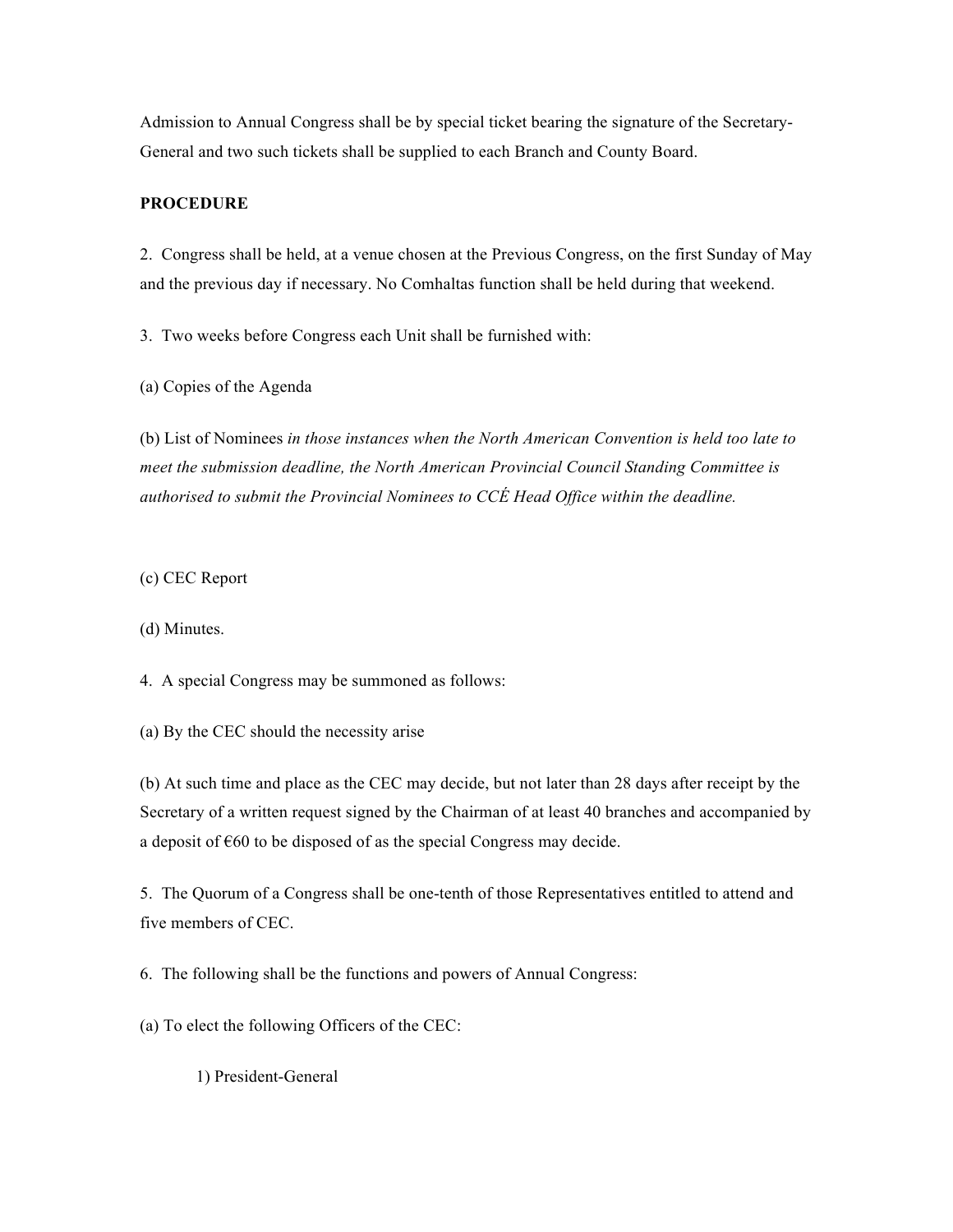Admission to Annual Congress shall be by special ticket bearing the signature of the Secretary-General and two such tickets shall be supplied to each Branch and County Board.

**PROCEDURE**

2. Congress shall be held, at a venue chosen at the Previous Congress, on the first Sunday of May and the previous day if necessary. No Comhaltas function shall be held during that weekend.

3. Two weeks before Congress each Unit shall be furnished with:

(a) Copies of the Agenda

(b) List of Nominees *in those instances when the North American Convention is held too late to meet the submission deadline, the North American Provincial Council Standing Committee is authorised to submit the Provincial Nominees to CCÉ Head Office within the deadline.*

(c) CEC Report

(d) Minutes.

4. A special Congress may be summoned as follows:

(a) By the CEC should the necessity arise

(b) At such time and place as the CEC may decide, but not later than 28 days after receipt by the Secretary of a written request signed by the Chairman of at least 40 branches and accompanied by a deposit of €60 to be disposed of as the special Congress may decide.

5. The Quorum of a Congress shall be one-tenth of those Representatives entitled to attend and five members of CEC.

6. The following shall be the functions and powers of Annual Congress:

(a) To elect the following Officers of the CEC:

1) President-General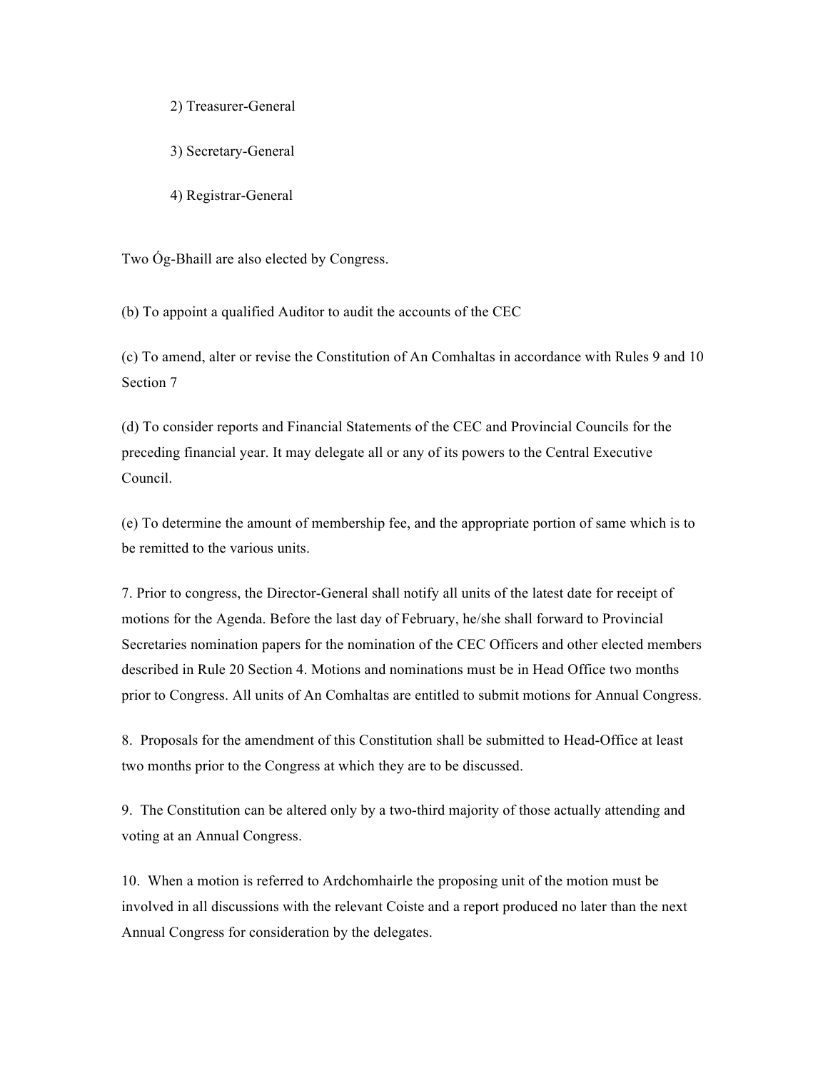2) Treasurer-General

3) Secretary-General

4) Registrar-General

Two Óg-Bhaill are also elected by Congress.

(b) To appoint a qualified Auditor to audit the accounts of the CEC

(c) To amend, alter or revise the Constitution of An Comhaltas in accordance with Rules 9 and 10 Section 7

(d) To consider reports and Financial Statements of the CEC and Provincial Councils for the preceding financial year. It may delegate all or any of its powers to the Central Executive Council.

(e) To determine the amount of membership fee, and the appropriate portion of same which is to be remitted to the various units.

7. Prior to congress, the Director-General shall notify all units of the latest date for receipt of motions for the Agenda. Before the last day of February, he/she shall forward to Provincial Secretaries nomination papers for the nomination of the CEC Officers and other elected members described in Rule 20 Section 4. Motions and nominations must be in Head Office two months prior to Congress. All units of An Comhaltas are entitled to submit motions for Annual Congress.

8. Proposals for the amendment of this Constitution shall be submitted to Head-Office at least two months prior to the Congress at which they are to be discussed.

9. The Constitution can be altered only by a two-third majority of those actually attending and voting at an Annual Congress.

10. When a motion is referred to Ardchomhairle the proposing unit of the motion must be involved in all discussions with the relevant Coiste and a report produced no later than the next Annual Congress for consideration by the delegates.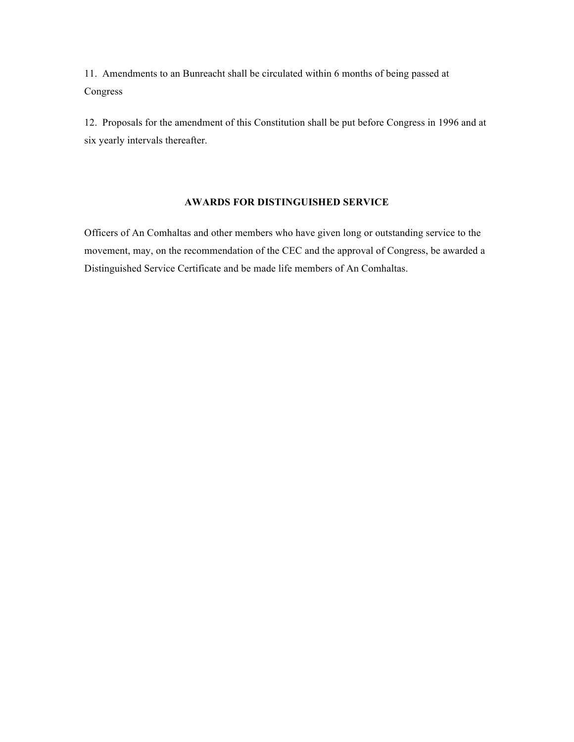11. Amendments to an Bunreacht shall be circulated within 6 months of being passed at Congress

12. Proposals for the amendment of this Constitution shall be put before Congress in 1996 and at six yearly intervals thereafter.

## AWARDS FOR DISTINGUISHED SERVICE

Officers of An Comhaltas and other members who have given long or outstanding service to the movement, may, on the recommendation of the CEC and the approval of Congress, be awarded a Distinguished Service Certificate and be made life members of An Comhaltas.